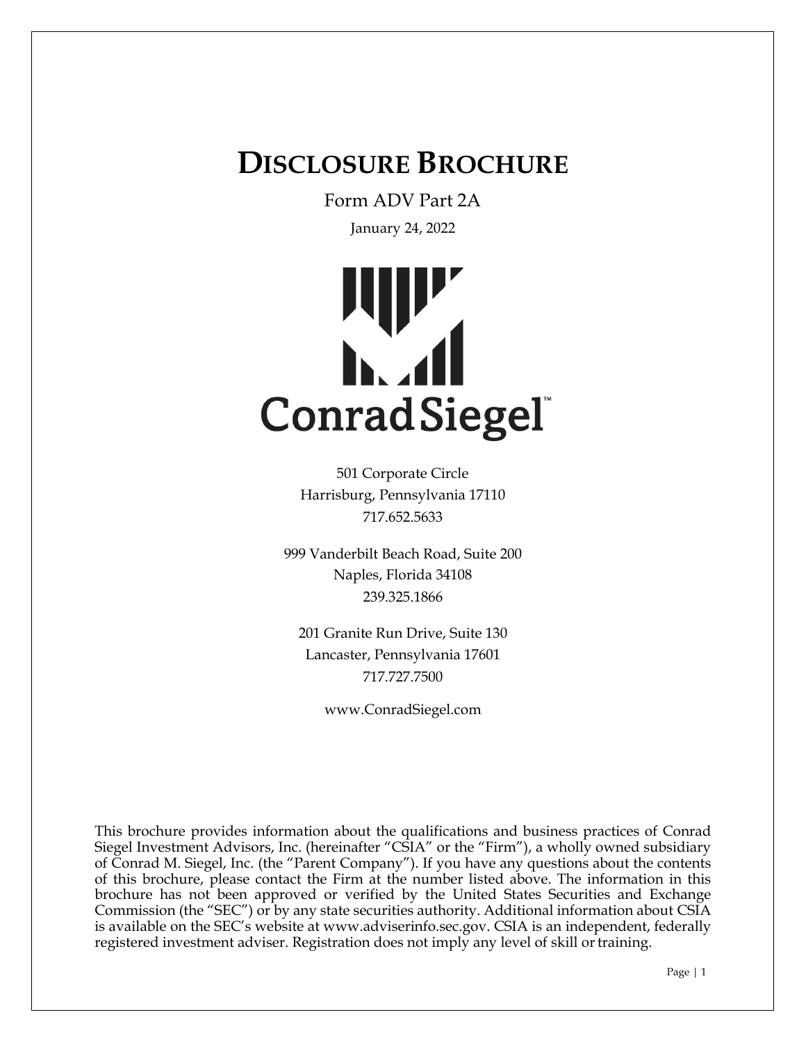# DISCLOSURE BROCHURE

Form ADV Part 2A

January 24, 2022

ConradSiegel™

501 Corporate Circle
Harrisburg, Pennsylvania 17110
717.652.5633

999 Vanderbilt Beach Road, Suite 200
Naples, Florida 34108
239.325.1866

201 Granite Run Drive, Suite 130
Lancaster, Pennsylvania 17601
717.727.7500

www.ConradSiegel.com

This brochure provides information about the qualifications and business practices of Conrad Siegel Investment Advisors, Inc. (hereinafter "CSIA" or the "Firm"), a wholly owned subsidiary of Conrad M. Siegel, Inc. (the "Parent Company"). If you have any questions about the contents of this brochure, please contact the Firm at the number listed above. The information in this brochure has not been approved or verified by the United States Securities and Exchange Commission (the "SEC") or by any state securities authority. Additional information about CSIA is available on the SEC's website at www.adviserinfo.sec.gov. CSIA is an independent, federally registered investment adviser. Registration does not imply any level of skill or training.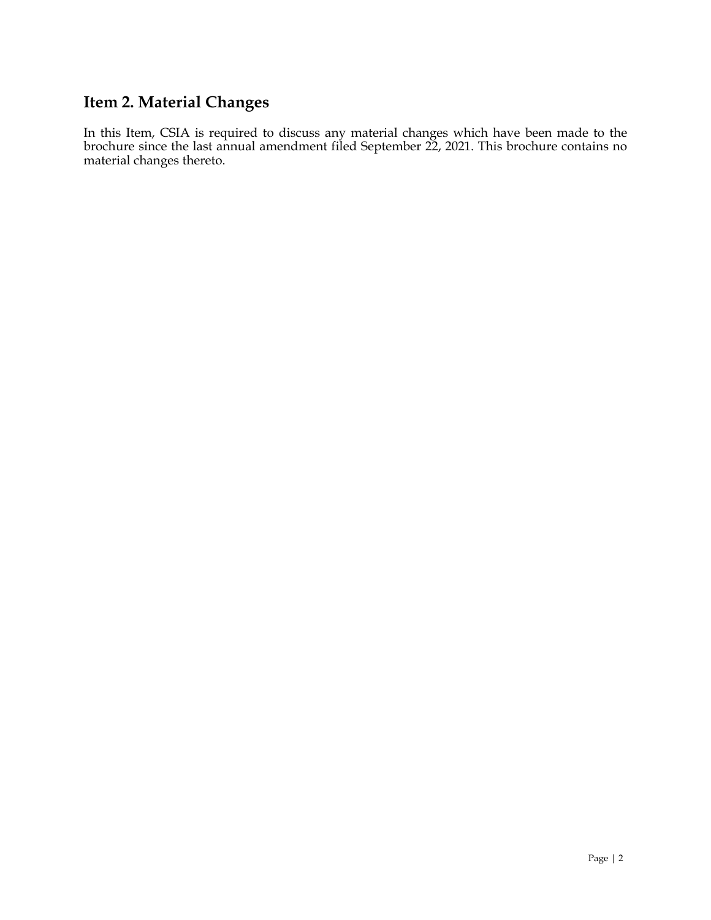## Item 2. Material Changes

In this Item, CSIA is required to discuss any material changes which have been made to the brochure since the last annual amendment filed September 22, 2021. This brochure contains no material changes thereto.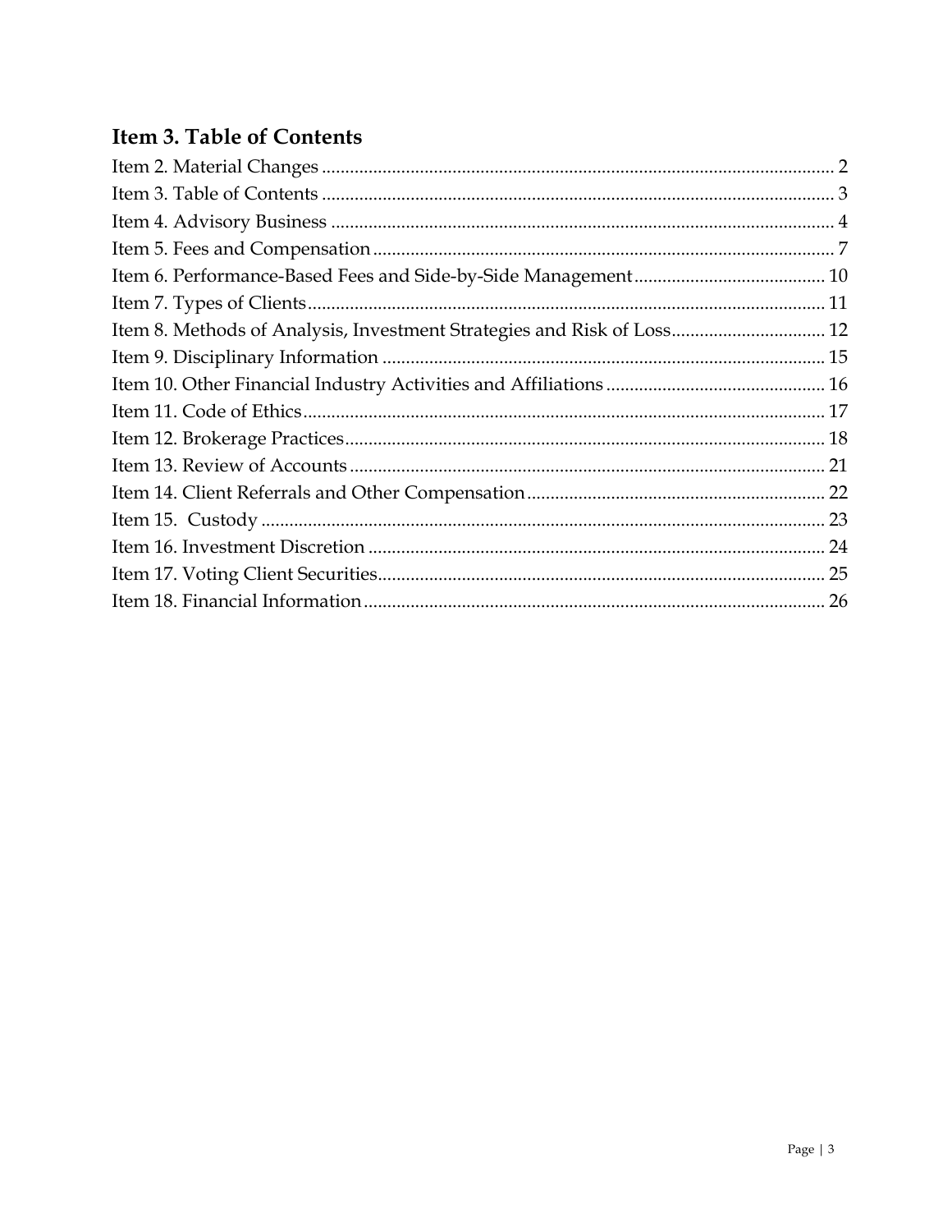## Item 3. Table of Contents

Item 2. Material Changes ............................................................ 2
Item 3. Table of Contents ............................................................ 3
Item 4. Advisory Business ............................................................ 4
Item 5. Fees and Compensation ............................................................ 7
Item 6. Performance-Based Fees and Side-by-Side Management ............................................................ 10
Item 7. Types of Clients ............................................................ 11
Item 8. Methods of Analysis, Investment Strategies and Risk of Loss ............................................................ 12
Item 9. Disciplinary Information ............................................................ 15
Item 10. Other Financial Industry Activities and Affiliations ............................................................ 16
Item 11. Code of Ethics ............................................................ 17
Item 12. Brokerage Practices ............................................................ 18
Item 13. Review of Accounts ............................................................ 21
Item 14. Client Referrals and Other Compensation ............................................................ 22
Item 15. Custody ............................................................ 23
Item 16. Investment Discretion ............................................................ 24
Item 17. Voting Client Securities ............................................................ 25
Item 18. Financial Information ............................................................ 26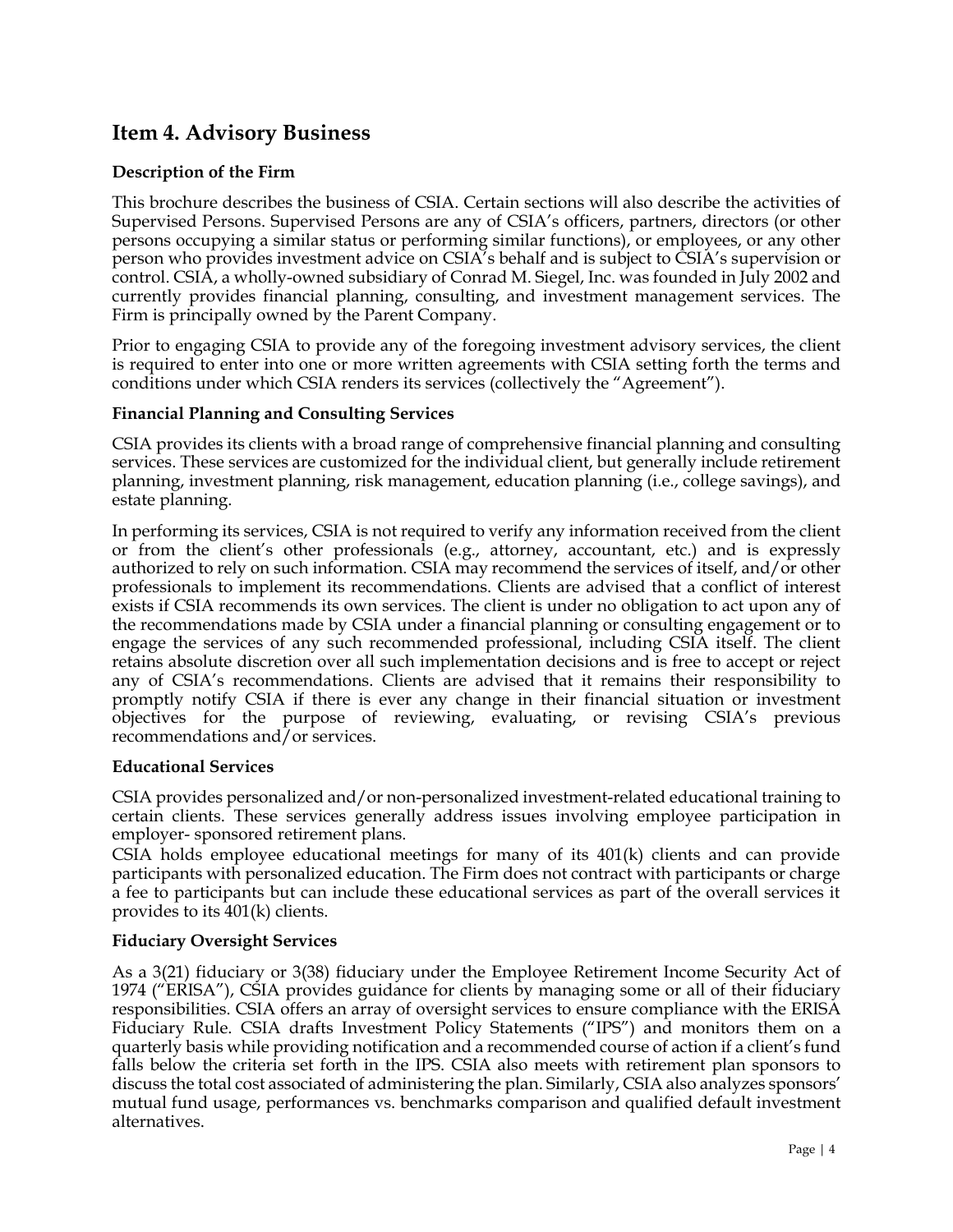## Item 4. Advisory Business

**Description of the Firm**

This brochure describes the business of CSIA. Certain sections will also describe the activities of Supervised Persons. Supervised Persons are any of CSIA's officers, partners, directors (or other persons occupying a similar status or performing similar functions), or employees, or any other person who provides investment advice on CSIA's behalf and is subject to CSIA's supervision or control. CSIA, a wholly-owned subsidiary of Conrad M. Siegel, Inc. was founded in July 2002 and currently provides financial planning, consulting, and investment management services. The Firm is principally owned by the Parent Company.

Prior to engaging CSIA to provide any of the foregoing investment advisory services, the client is required to enter into one or more written agreements with CSIA setting forth the terms and conditions under which CSIA renders its services (collectively the "Agreement").

**Financial Planning and Consulting Services**

CSIA provides its clients with a broad range of comprehensive financial planning and consulting services. These services are customized for the individual client, but generally include retirement planning, investment planning, risk management, education planning (i.e., college savings), and estate planning.

In performing its services, CSIA is not required to verify any information received from the client or from the client's other professionals (e.g., attorney, accountant, etc.) and is expressly authorized to rely on such information. CSIA may recommend the services of itself, and/or other professionals to implement its recommendations. Clients are advised that a conflict of interest exists if CSIA recommends its own services. The client is under no obligation to act upon any of the recommendations made by CSIA under a financial planning or consulting engagement or to engage the services of any such recommended professional, including CSIA itself. The client retains absolute discretion over all such implementation decisions and is free to accept or reject any of CSIA's recommendations. Clients are advised that it remains their responsibility to promptly notify CSIA if there is ever any change in their financial situation or investment objectives for the purpose of reviewing, evaluating, or revising CSIA's previous recommendations and/or services.

**Educational Services**

CSIA provides personalized and/or non-personalized investment-related educational training to certain clients. These services generally address issues involving employee participation in employer- sponsored retirement plans.

CSIA holds employee educational meetings for many of its 401(k) clients and can provide participants with personalized education. The Firm does not contract with participants or charge a fee to participants but can include these educational services as part of the overall services it provides to its 401(k) clients.

**Fiduciary Oversight Services**

As a 3(21) fiduciary or 3(38) fiduciary under the Employee Retirement Income Security Act of 1974 ("ERISA"), CSIA provides guidance for clients by managing some or all of their fiduciary responsibilities. CSIA offers an array of oversight services to ensure compliance with the ERISA Fiduciary Rule. CSIA drafts Investment Policy Statements ("IPS") and monitors them on a quarterly basis while providing notification and a recommended course of action if a client's fund falls below the criteria set forth in the IPS. CSIA also meets with retirement plan sponsors to discuss the total cost associated of administering the plan. Similarly, CSIA also analyzes sponsors' mutual fund usage, performances vs. benchmarks comparison and qualified default investment alternatives.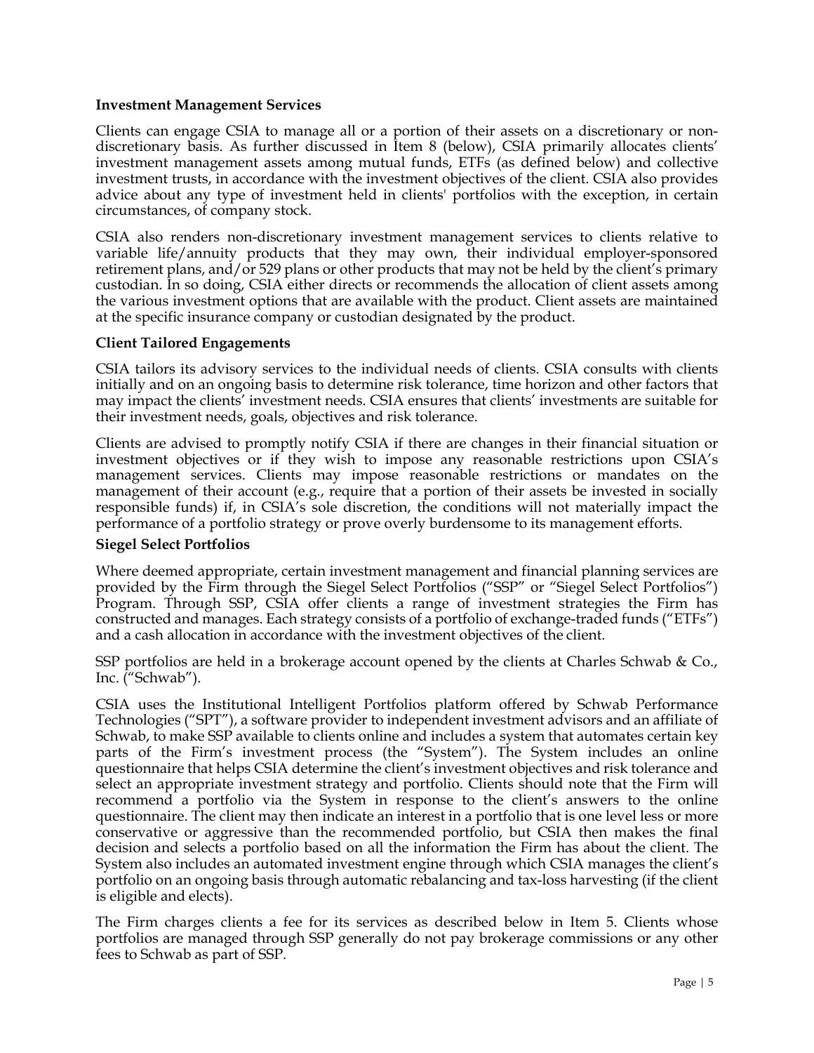**Investment Management Services**

Clients can engage CSIA to manage all or a portion of their assets on a discretionary or non-discretionary basis. As further discussed in Item 8 (below), CSIA primarily allocates clients' investment management assets among mutual funds, ETFs (as defined below) and collective investment trusts, in accordance with the investment objectives of the client. CSIA also provides advice about any type of investment held in clients' portfolios with the exception, in certain circumstances, of company stock.

CSIA also renders non-discretionary investment management services to clients relative to variable life/annuity products that they may own, their individual employer-sponsored retirement plans, and/or 529 plans or other products that may not be held by the client's primary custodian. In so doing, CSIA either directs or recommends the allocation of client assets among the various investment options that are available with the product. Client assets are maintained at the specific insurance company or custodian designated by the product.

**Client Tailored Engagements**

CSIA tailors its advisory services to the individual needs of clients. CSIA consults with clients initially and on an ongoing basis to determine risk tolerance, time horizon and other factors that may impact the clients' investment needs. CSIA ensures that clients' investments are suitable for their investment needs, goals, objectives and risk tolerance.

Clients are advised to promptly notify CSIA if there are changes in their financial situation or investment objectives or if they wish to impose any reasonable restrictions upon CSIA's management services. Clients may impose reasonable restrictions or mandates on the management of their account (e.g., require that a portion of their assets be invested in socially responsible funds) if, in CSIA's sole discretion, the conditions will not materially impact the performance of a portfolio strategy or prove overly burdensome to its management efforts.

**Siegel Select Portfolios**

Where deemed appropriate, certain investment management and financial planning services are provided by the Firm through the Siegel Select Portfolios ("SSP" or "Siegel Select Portfolios") Program. Through SSP, CSIA offer clients a range of investment strategies the Firm has constructed and manages. Each strategy consists of a portfolio of exchange-traded funds ("ETFs") and a cash allocation in accordance with the investment objectives of the client.

SSP portfolios are held in a brokerage account opened by the clients at Charles Schwab & Co., Inc. ("Schwab").

CSIA uses the Institutional Intelligent Portfolios platform offered by Schwab Performance Technologies ("SPT"), a software provider to independent investment advisors and an affiliate of Schwab, to make SSP available to clients online and includes a system that automates certain key parts of the Firm's investment process (the "System"). The System includes an online questionnaire that helps CSIA determine the client's investment objectives and risk tolerance and select an appropriate investment strategy and portfolio. Clients should note that the Firm will recommend a portfolio via the System in response to the client's answers to the online questionnaire. The client may then indicate an interest in a portfolio that is one level less or more conservative or aggressive than the recommended portfolio, but CSIA then makes the final decision and selects a portfolio based on all the information the Firm has about the client. The System also includes an automated investment engine through which CSIA manages the client's portfolio on an ongoing basis through automatic rebalancing and tax-loss harvesting (if the client is eligible and elects).

The Firm charges clients a fee for its services as described below in Item 5. Clients whose portfolios are managed through SSP generally do not pay brokerage commissions or any other fees to Schwab as part of SSP.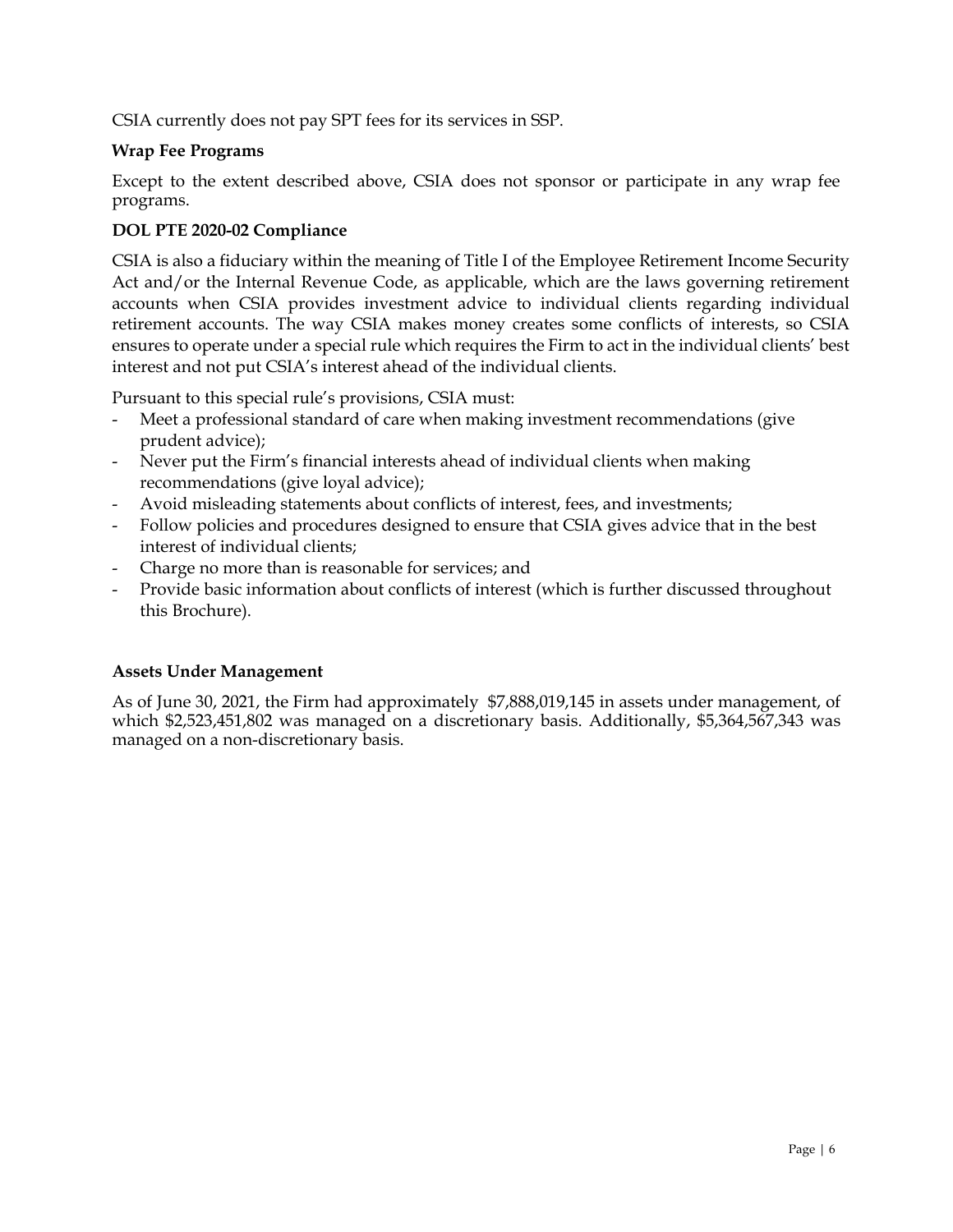CSIA currently does not pay SPT fees for its services in SSP.

**Wrap Fee Programs**

Except to the extent described above, CSIA does not sponsor or participate in any wrap fee programs.

**DOL PTE 2020-02 Compliance**

CSIA is also a fiduciary within the meaning of Title I of the Employee Retirement Income Security Act and/or the Internal Revenue Code, as applicable, which are the laws governing retirement accounts when CSIA provides investment advice to individual clients regarding individual retirement accounts. The way CSIA makes money creates some conflicts of interests, so CSIA ensures to operate under a special rule which requires the Firm to act in the individual clients' best interest and not put CSIA's interest ahead of the individual clients.

Pursuant to this special rule's provisions, CSIA must:

- Meet a professional standard of care when making investment recommendations (give prudent advice);
- Never put the Firm's financial interests ahead of individual clients when making recommendations (give loyal advice);
- Avoid misleading statements about conflicts of interest, fees, and investments;
- Follow policies and procedures designed to ensure that CSIA gives advice that in the best interest of individual clients;
- Charge no more than is reasonable for services; and
- Provide basic information about conflicts of interest (which is further discussed throughout this Brochure).

**Assets Under Management**

As of June 30, 2021, the Firm had approximately $7,888,019,145 in assets under management, of which $2,523,451,802 was managed on a discretionary basis. Additionally, $5,364,567,343 was managed on a non-discretionary basis.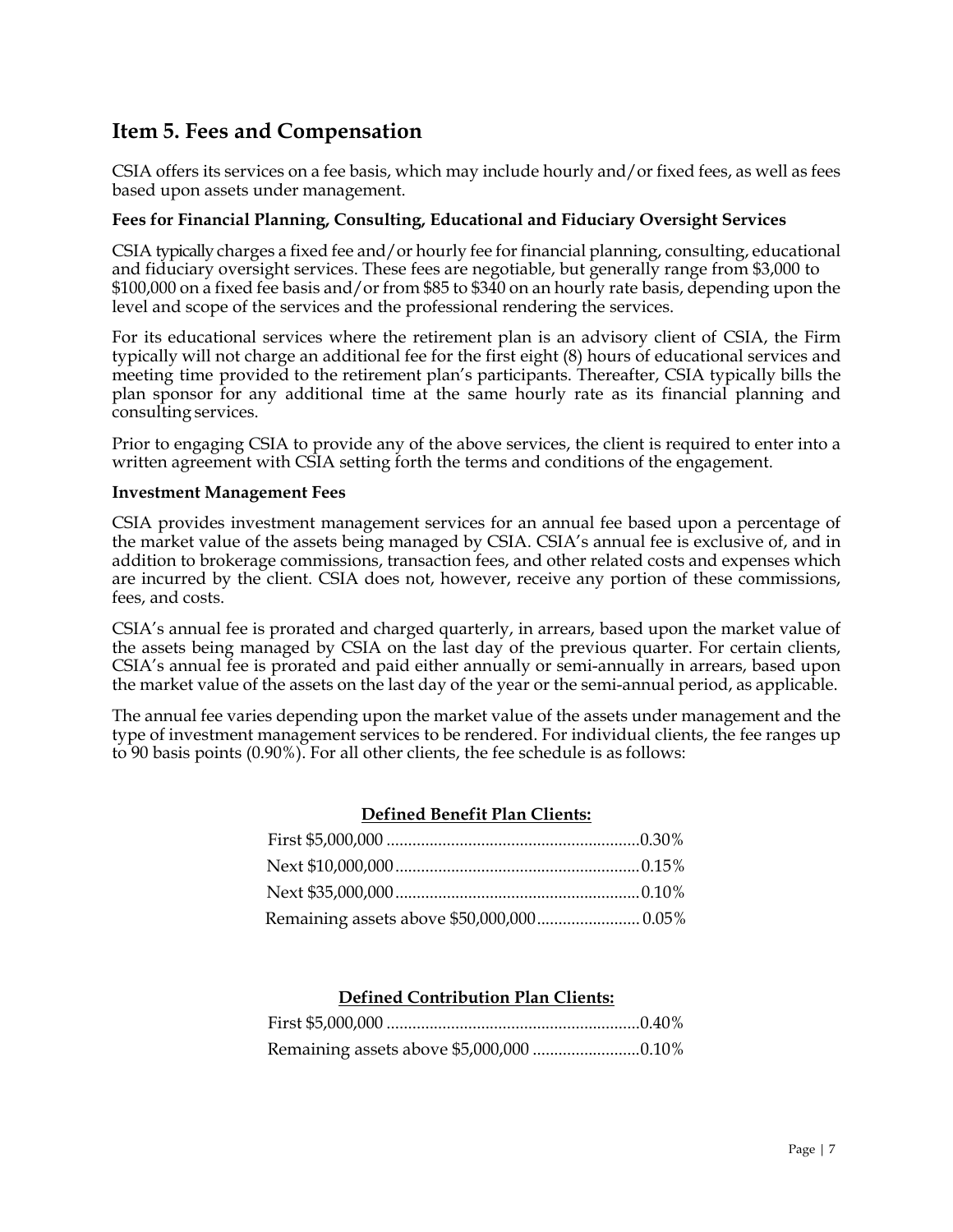## Item 5. Fees and Compensation

CSIA offers its services on a fee basis, which may include hourly and/or fixed fees, as well as fees based upon assets under management.

**Fees for Financial Planning, Consulting, Educational and Fiduciary Oversight Services**

CSIA typically charges a fixed fee and/or hourly fee for financial planning, consulting, educational and fiduciary oversight services. These fees are negotiable, but generally range from $3,000 to $100,000 on a fixed fee basis and/or from $85 to $340 on an hourly rate basis, depending upon the level and scope of the services and the professional rendering the services.

For its educational services where the retirement plan is an advisory client of CSIA, the Firm typically will not charge an additional fee for the first eight (8) hours of educational services and meeting time provided to the retirement plan's participants. Thereafter, CSIA typically bills the plan sponsor for any additional time at the same hourly rate as its financial planning and consulting services.

Prior to engaging CSIA to provide any of the above services, the client is required to enter into a written agreement with CSIA setting forth the terms and conditions of the engagement.

**Investment Management Fees**

CSIA provides investment management services for an annual fee based upon a percentage of the market value of the assets being managed by CSIA. CSIA's annual fee is exclusive of, and in addition to brokerage commissions, transaction fees, and other related costs and expenses which are incurred by the client. CSIA does not, however, receive any portion of these commissions, fees, and costs.

CSIA's annual fee is prorated and charged quarterly, in arrears, based upon the market value of the assets being managed by CSIA on the last day of the previous quarter. For certain clients, CSIA's annual fee is prorated and paid either annually or semi-annually in arrears, based upon the market value of the assets on the last day of the year or the semi-annual period, as applicable.

The annual fee varies depending upon the market value of the assets under management and the type of investment management services to be rendered. For individual clients, the fee ranges up to 90 basis points (0.90%). For all other clients, the fee schedule is as follows:

**Defined Benefit Plan Clients:**

| Assets | Fee |
|---|---|
| First $5,000,000 | 0.30% |
| Next $10,000,000 | 0.15% |
| Next $35,000,000 | 0.10% |
| Remaining assets above $50,000,000 | 0.05% |

**Defined Contribution Plan Clients:**

| Assets | Fee |
|---|---|
| First $5,000,000 | 0.40% |
| Remaining assets above $5,000,000 | 0.10% |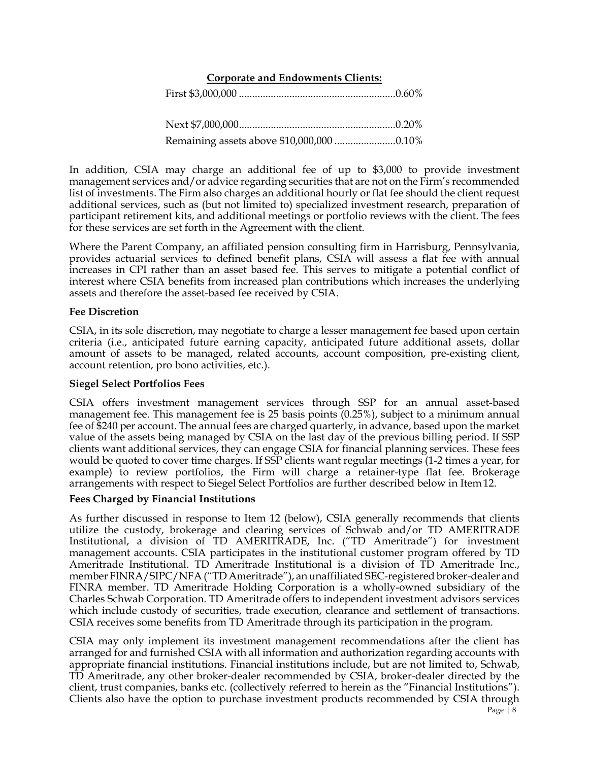**Corporate and Endowments Clients:**

First $3,000,000 ..........................................................0.60%

Next $7,000,000..........................................................0.20%

Remaining assets above $10,000,000 .......................0.10%

In addition, CSIA may charge an additional fee of up to $3,000 to provide investment management services and/or advice regarding securities that are not on the Firm's recommended list of investments. The Firm also charges an additional hourly or flat fee should the client request additional services, such as (but not limited to) specialized investment research, preparation of participant retirement kits, and additional meetings or portfolio reviews with the client. The fees for these services are set forth in the Agreement with the client.

Where the Parent Company, an affiliated pension consulting firm in Harrisburg, Pennsylvania, provides actuarial services to defined benefit plans, CSIA will assess a flat fee with annual increases in CPI rather than an asset based fee. This serves to mitigate a potential conflict of interest where CSIA benefits from increased plan contributions which increases the underlying assets and therefore the asset-based fee received by CSIA.

**Fee Discretion**

CSIA, in its sole discretion, may negotiate to charge a lesser management fee based upon certain criteria (i.e., anticipated future earning capacity, anticipated future additional assets, dollar amount of assets to be managed, related accounts, account composition, pre-existing client, account retention, pro bono activities, etc.).

**Siegel Select Portfolios Fees**

CSIA offers investment management services through SSP for an annual asset-based management fee. This management fee is 25 basis points (0.25%), subject to a minimum annual fee of $240 per account. The annual fees are charged quarterly, in advance, based upon the market value of the assets being managed by CSIA on the last day of the previous billing period. If SSP clients want additional services, they can engage CSIA for financial planning services. These fees would be quoted to cover time charges. If SSP clients want regular meetings (1-2 times a year, for example) to review portfolios, the Firm will charge a retainer-type flat fee. Brokerage arrangements with respect to Siegel Select Portfolios are further described below in Item 12.

**Fees Charged by Financial Institutions**

As further discussed in response to Item 12 (below), CSIA generally recommends that clients utilize the custody, brokerage and clearing services of Schwab and/or TD AMERITRADE Institutional, a division of TD AMERITRADE, Inc. ("TD Ameritrade") for investment management accounts. CSIA participates in the institutional customer program offered by TD Ameritrade Institutional. TD Ameritrade Institutional is a division of TD Ameritrade Inc., member FINRA/SIPC/NFA ("TD Ameritrade"), an unaffiliated SEC-registered broker-dealer and FINRA member. TD Ameritrade Holding Corporation is a wholly-owned subsidiary of the Charles Schwab Corporation. TD Ameritrade offers to independent investment advisors services which include custody of securities, trade execution, clearance and settlement of transactions. CSIA receives some benefits from TD Ameritrade through its participation in the program.

CSIA may only implement its investment management recommendations after the client has arranged for and furnished CSIA with all information and authorization regarding accounts with appropriate financial institutions. Financial institutions include, but are not limited to, Schwab, TD Ameritrade, any other broker-dealer recommended by CSIA, broker-dealer directed by the client, trust companies, banks etc. (collectively referred to herein as the "Financial Institutions"). Clients also have the option to purchase investment products recommended by CSIA through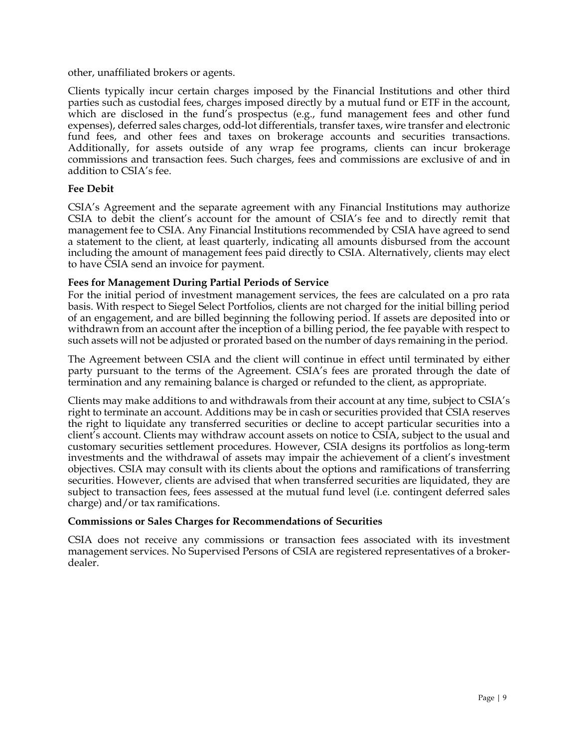other, unaffiliated brokers or agents.

Clients typically incur certain charges imposed by the Financial Institutions and other third parties such as custodial fees, charges imposed directly by a mutual fund or ETF in the account, which are disclosed in the fund's prospectus (e.g., fund management fees and other fund expenses), deferred sales charges, odd-lot differentials, transfer taxes, wire transfer and electronic fund fees, and other fees and taxes on brokerage accounts and securities transactions. Additionally, for assets outside of any wrap fee programs, clients can incur brokerage commissions and transaction fees. Such charges, fees and commissions are exclusive of and in addition to CSIA's fee.

**Fee Debit**

CSIA's Agreement and the separate agreement with any Financial Institutions may authorize CSIA to debit the client's account for the amount of CSIA's fee and to directly remit that management fee to CSIA. Any Financial Institutions recommended by CSIA have agreed to send a statement to the client, at least quarterly, indicating all amounts disbursed from the account including the amount of management fees paid directly to CSIA. Alternatively, clients may elect to have CSIA send an invoice for payment.

**Fees for Management During Partial Periods of Service**

For the initial period of investment management services, the fees are calculated on a pro rata basis. With respect to Siegel Select Portfolios, clients are not charged for the initial billing period of an engagement, and are billed beginning the following period. If assets are deposited into or withdrawn from an account after the inception of a billing period, the fee payable with respect to such assets will not be adjusted or prorated based on the number of days remaining in the period.

The Agreement between CSIA and the client will continue in effect until terminated by either party pursuant to the terms of the Agreement. CSIA's fees are prorated through the date of termination and any remaining balance is charged or refunded to the client, as appropriate.

Clients may make additions to and withdrawals from their account at any time, subject to CSIA's right to terminate an account. Additions may be in cash or securities provided that CSIA reserves the right to liquidate any transferred securities or decline to accept particular securities into a client's account. Clients may withdraw account assets on notice to CSIA, subject to the usual and customary securities settlement procedures. However, CSIA designs its portfolios as long-term investments and the withdrawal of assets may impair the achievement of a client's investment objectives. CSIA may consult with its clients about the options and ramifications of transferring securities. However, clients are advised that when transferred securities are liquidated, they are subject to transaction fees, fees assessed at the mutual fund level (i.e. contingent deferred sales charge) and/or tax ramifications.

**Commissions or Sales Charges for Recommendations of Securities**

CSIA does not receive any commissions or transaction fees associated with its investment management services. No Supervised Persons of CSIA are registered representatives of a broker-dealer.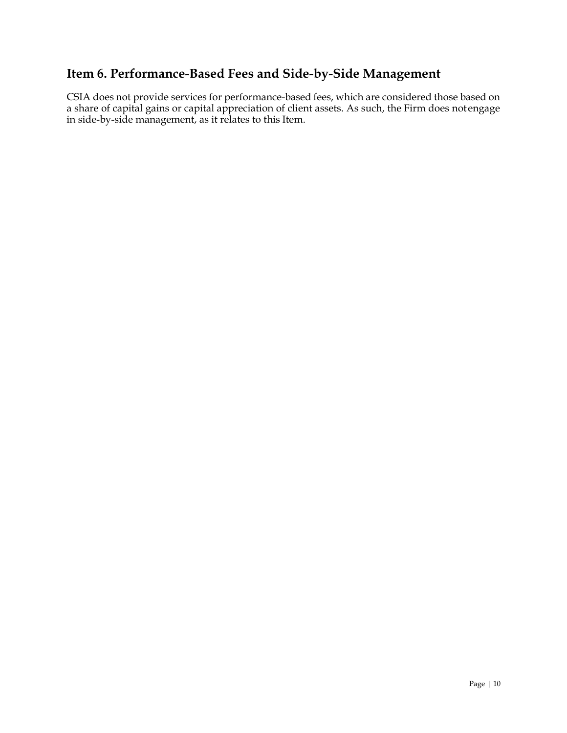## Item 6. Performance-Based Fees and Side-by-Side Management

CSIA does not provide services for performance-based fees, which are considered those based on a share of capital gains or capital appreciation of client assets. As such, the Firm does not engage in side-by-side management, as it relates to this Item.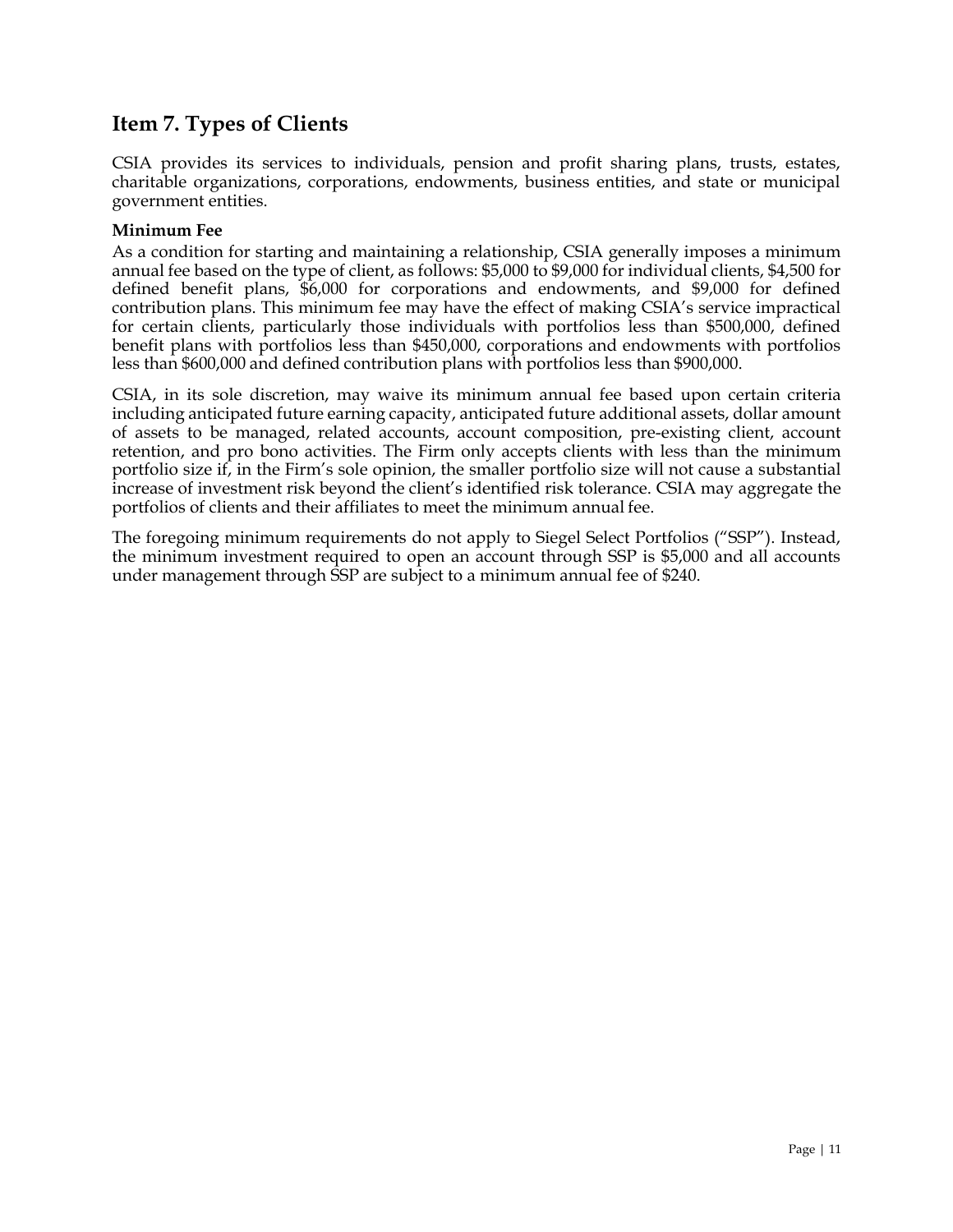## Item 7. Types of Clients

CSIA provides its services to individuals, pension and profit sharing plans, trusts, estates, charitable organizations, corporations, endowments, business entities, and state or municipal government entities.

**Minimum Fee**

As a condition for starting and maintaining a relationship, CSIA generally imposes a minimum annual fee based on the type of client, as follows: $5,000 to $9,000 for individual clients, $4,500 for defined benefit plans, $6,000 for corporations and endowments, and $9,000 for defined contribution plans. This minimum fee may have the effect of making CSIA's service impractical for certain clients, particularly those individuals with portfolios less than $500,000, defined benefit plans with portfolios less than $450,000, corporations and endowments with portfolios less than $600,000 and defined contribution plans with portfolios less than $900,000.

CSIA, in its sole discretion, may waive its minimum annual fee based upon certain criteria including anticipated future earning capacity, anticipated future additional assets, dollar amount of assets to be managed, related accounts, account composition, pre-existing client, account retention, and pro bono activities. The Firm only accepts clients with less than the minimum portfolio size if, in the Firm's sole opinion, the smaller portfolio size will not cause a substantial increase of investment risk beyond the client's identified risk tolerance. CSIA may aggregate the portfolios of clients and their affiliates to meet the minimum annual fee.

The foregoing minimum requirements do not apply to Siegel Select Portfolios ("SSP"). Instead, the minimum investment required to open an account through SSP is $5,000 and all accounts under management through SSP are subject to a minimum annual fee of $240.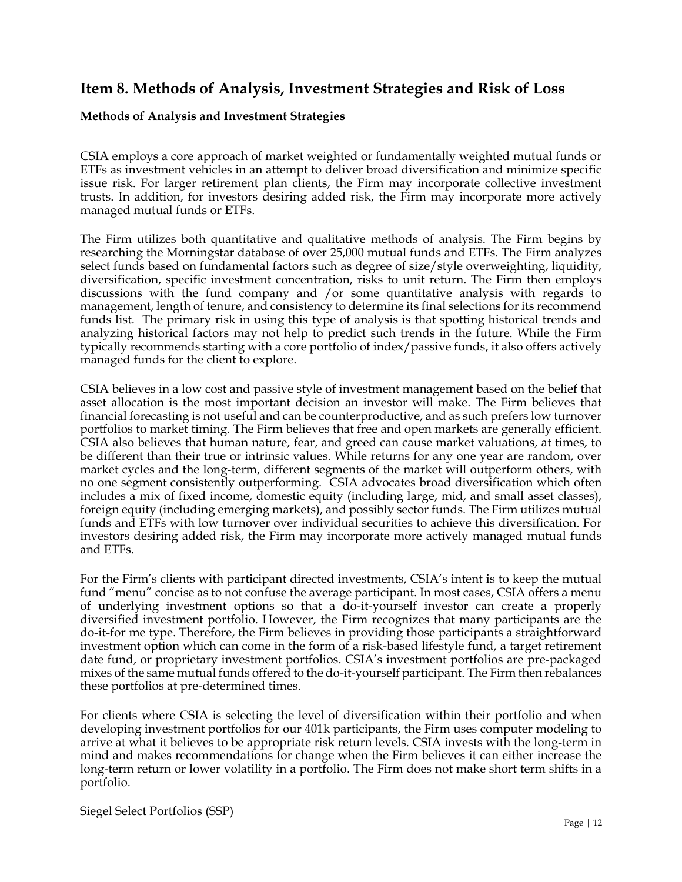## Item 8. Methods of Analysis, Investment Strategies and Risk of Loss

### Methods of Analysis and Investment Strategies

CSIA employs a core approach of market weighted or fundamentally weighted mutual funds or ETFs as investment vehicles in an attempt to deliver broad diversification and minimize specific issue risk. For larger retirement plan clients, the Firm may incorporate collective investment trusts. In addition, for investors desiring added risk, the Firm may incorporate more actively managed mutual funds or ETFs.

The Firm utilizes both quantitative and qualitative methods of analysis. The Firm begins by researching the Morningstar database of over 25,000 mutual funds and ETFs. The Firm analyzes select funds based on fundamental factors such as degree of size/style overweighting, liquidity, diversification, specific investment concentration, risks to unit return. The Firm then employs discussions with the fund company and /or some quantitative analysis with regards to management, length of tenure, and consistency to determine its final selections for its recommend funds list. The primary risk in using this type of analysis is that spotting historical trends and analyzing historical factors may not help to predict such trends in the future. While the Firm typically recommends starting with a core portfolio of index/passive funds, it also offers actively managed funds for the client to explore.

CSIA believes in a low cost and passive style of investment management based on the belief that asset allocation is the most important decision an investor will make. The Firm believes that financial forecasting is not useful and can be counterproductive, and as such prefers low turnover portfolios to market timing. The Firm believes that free and open markets are generally efficient. CSIA also believes that human nature, fear, and greed can cause market valuations, at times, to be different than their true or intrinsic values. While returns for any one year are random, over market cycles and the long-term, different segments of the market will outperform others, with no one segment consistently outperforming. CSIA advocates broad diversification which often includes a mix of fixed income, domestic equity (including large, mid, and small asset classes), foreign equity (including emerging markets), and possibly sector funds. The Firm utilizes mutual funds and ETFs with low turnover over individual securities to achieve this diversification. For investors desiring added risk, the Firm may incorporate more actively managed mutual funds and ETFs.

For the Firm's clients with participant directed investments, CSIA's intent is to keep the mutual fund "menu" concise as to not confuse the average participant. In most cases, CSIA offers a menu of underlying investment options so that a do-it-yourself investor can create a properly diversified investment portfolio. However, the Firm recognizes that many participants are the do-it-for me type. Therefore, the Firm believes in providing those participants a straightforward investment option which can come in the form of a risk-based lifestyle fund, a target retirement date fund, or proprietary investment portfolios. CSIA's investment portfolios are pre-packaged mixes of the same mutual funds offered to the do-it-yourself participant. The Firm then rebalances these portfolios at pre-determined times.

For clients where CSIA is selecting the level of diversification within their portfolio and when developing investment portfolios for our 401k participants, the Firm uses computer modeling to arrive at what it believes to be appropriate risk return levels. CSIA invests with the long-term in mind and makes recommendations for change when the Firm believes it can either increase the long-term return or lower volatility in a portfolio. The Firm does not make short term shifts in a portfolio.

Siegel Select Portfolios (SSP)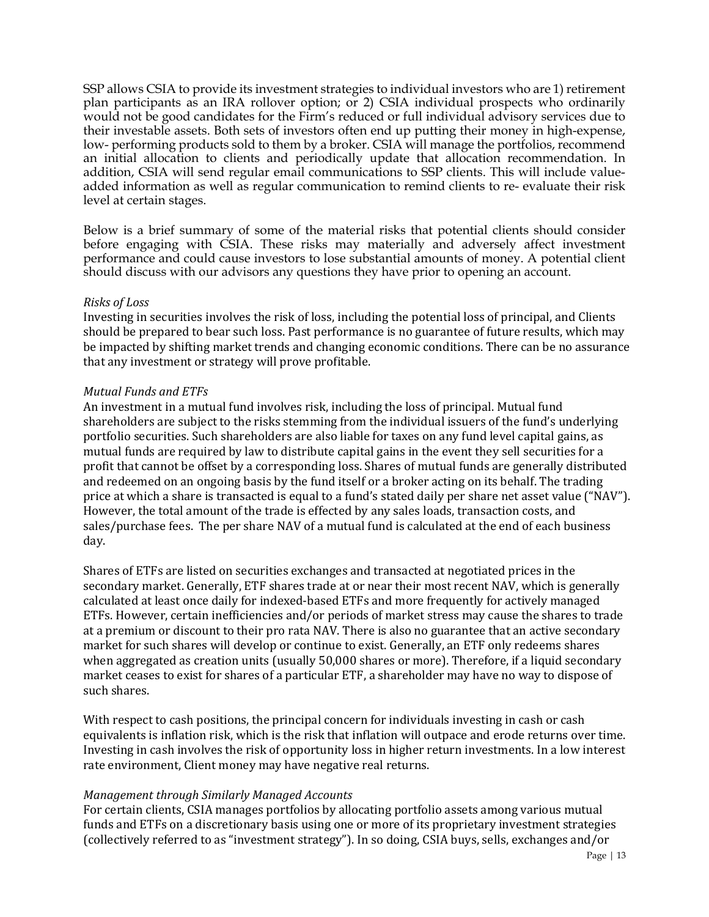SSP allows CSIA to provide its investment strategies to individual investors who are 1) retirement plan participants as an IRA rollover option; or 2) CSIA individual prospects who ordinarily would not be good candidates for the Firm's reduced or full individual advisory services due to their investable assets. Both sets of investors often end up putting their money in high-expense, low- performing products sold to them by a broker. CSIA will manage the portfolios, recommend an initial allocation to clients and periodically update that allocation recommendation. In addition, CSIA will send regular email communications to SSP clients. This will include value-added information as well as regular communication to remind clients to re- evaluate their risk level at certain stages.

Below is a brief summary of some of the material risks that potential clients should consider before engaging with CSIA. These risks may materially and adversely affect investment performance and could cause investors to lose substantial amounts of money. A potential client should discuss with our advisors any questions they have prior to opening an account.

*Risks of Loss*
Investing in securities involves the risk of loss, including the potential loss of principal, and Clients should be prepared to bear such loss. Past performance is no guarantee of future results, which may be impacted by shifting market trends and changing economic conditions. There can be no assurance that any investment or strategy will prove profitable.

*Mutual Funds and ETFs*
An investment in a mutual fund involves risk, including the loss of principal. Mutual fund shareholders are subject to the risks stemming from the individual issuers of the fund's underlying portfolio securities. Such shareholders are also liable for taxes on any fund level capital gains, as mutual funds are required by law to distribute capital gains in the event they sell securities for a profit that cannot be offset by a corresponding loss. Shares of mutual funds are generally distributed and redeemed on an ongoing basis by the fund itself or a broker acting on its behalf. The trading price at which a share is transacted is equal to a fund's stated daily per share net asset value ("NAV"). However, the total amount of the trade is effected by any sales loads, transaction costs, and sales/purchase fees. The per share NAV of a mutual fund is calculated at the end of each business day.

Shares of ETFs are listed on securities exchanges and transacted at negotiated prices in the secondary market. Generally, ETF shares trade at or near their most recent NAV, which is generally calculated at least once daily for indexed-based ETFs and more frequently for actively managed ETFs. However, certain inefficiencies and/or periods of market stress may cause the shares to trade at a premium or discount to their pro rata NAV. There is also no guarantee that an active secondary market for such shares will develop or continue to exist. Generally, an ETF only redeems shares when aggregated as creation units (usually 50,000 shares or more). Therefore, if a liquid secondary market ceases to exist for shares of a particular ETF, a shareholder may have no way to dispose of such shares.

With respect to cash positions, the principal concern for individuals investing in cash or cash equivalents is inflation risk, which is the risk that inflation will outpace and erode returns over time. Investing in cash involves the risk of opportunity loss in higher return investments. In a low interest rate environment, Client money may have negative real returns.

*Management through Similarly Managed Accounts*
For certain clients, CSIA manages portfolios by allocating portfolio assets among various mutual funds and ETFs on a discretionary basis using one or more of its proprietary investment strategies (collectively referred to as "investment strategy"). In so doing, CSIA buys, sells, exchanges and/or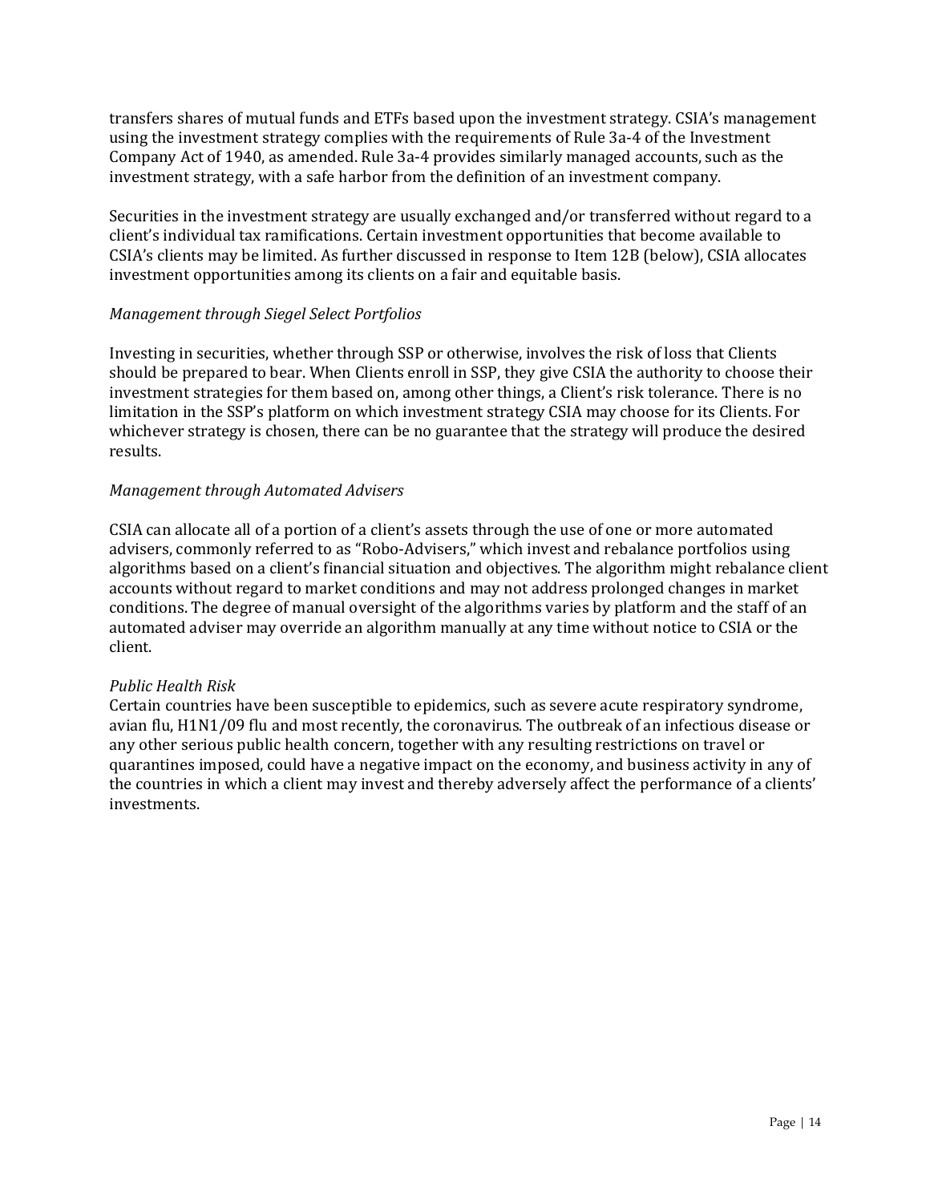transfers shares of mutual funds and ETFs based upon the investment strategy. CSIA's management using the investment strategy complies with the requirements of Rule 3a-4 of the Investment Company Act of 1940, as amended. Rule 3a-4 provides similarly managed accounts, such as the investment strategy, with a safe harbor from the definition of an investment company.

Securities in the investment strategy are usually exchanged and/or transferred without regard to a client's individual tax ramifications. Certain investment opportunities that become available to CSIA's clients may be limited. As further discussed in response to Item 12B (below), CSIA allocates investment opportunities among its clients on a fair and equitable basis.

*Management through Siegel Select Portfolios*

Investing in securities, whether through SSP or otherwise, involves the risk of loss that Clients should be prepared to bear. When Clients enroll in SSP, they give CSIA the authority to choose their investment strategies for them based on, among other things, a Client's risk tolerance. There is no limitation in the SSP's platform on which investment strategy CSIA may choose for its Clients. For whichever strategy is chosen, there can be no guarantee that the strategy will produce the desired results.

*Management through Automated Advisers*

CSIA can allocate all of a portion of a client's assets through the use of one or more automated advisers, commonly referred to as "Robo-Advisers," which invest and rebalance portfolios using algorithms based on a client's financial situation and objectives. The algorithm might rebalance client accounts without regard to market conditions and may not address prolonged changes in market conditions. The degree of manual oversight of the algorithms varies by platform and the staff of an automated adviser may override an algorithm manually at any time without notice to CSIA or the client.

*Public Health Risk*

Certain countries have been susceptible to epidemics, such as severe acute respiratory syndrome, avian flu, H1N1/09 flu and most recently, the coronavirus. The outbreak of an infectious disease or any other serious public health concern, together with any resulting restrictions on travel or quarantines imposed, could have a negative impact on the economy, and business activity in any of the countries in which a client may invest and thereby adversely affect the performance of a clients' investments.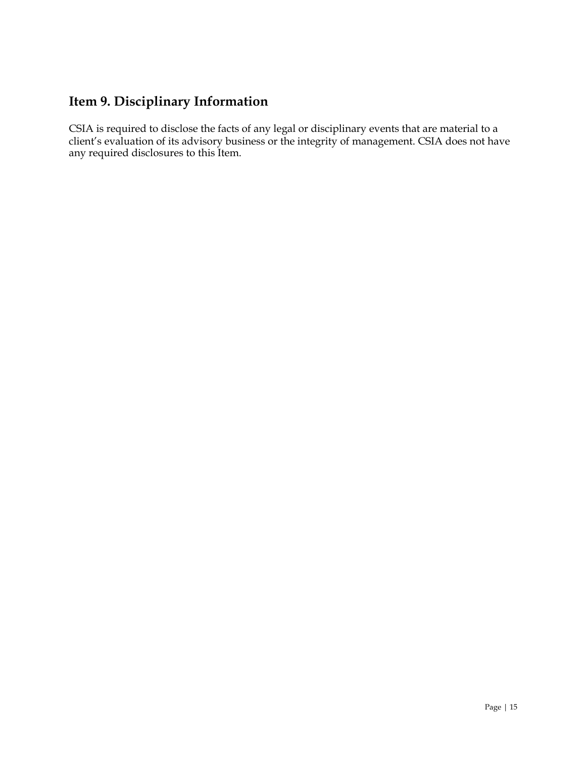## Item 9. Disciplinary Information

CSIA is required to disclose the facts of any legal or disciplinary events that are material to a client's evaluation of its advisory business or the integrity of management. CSIA does not have any required disclosures to this Item.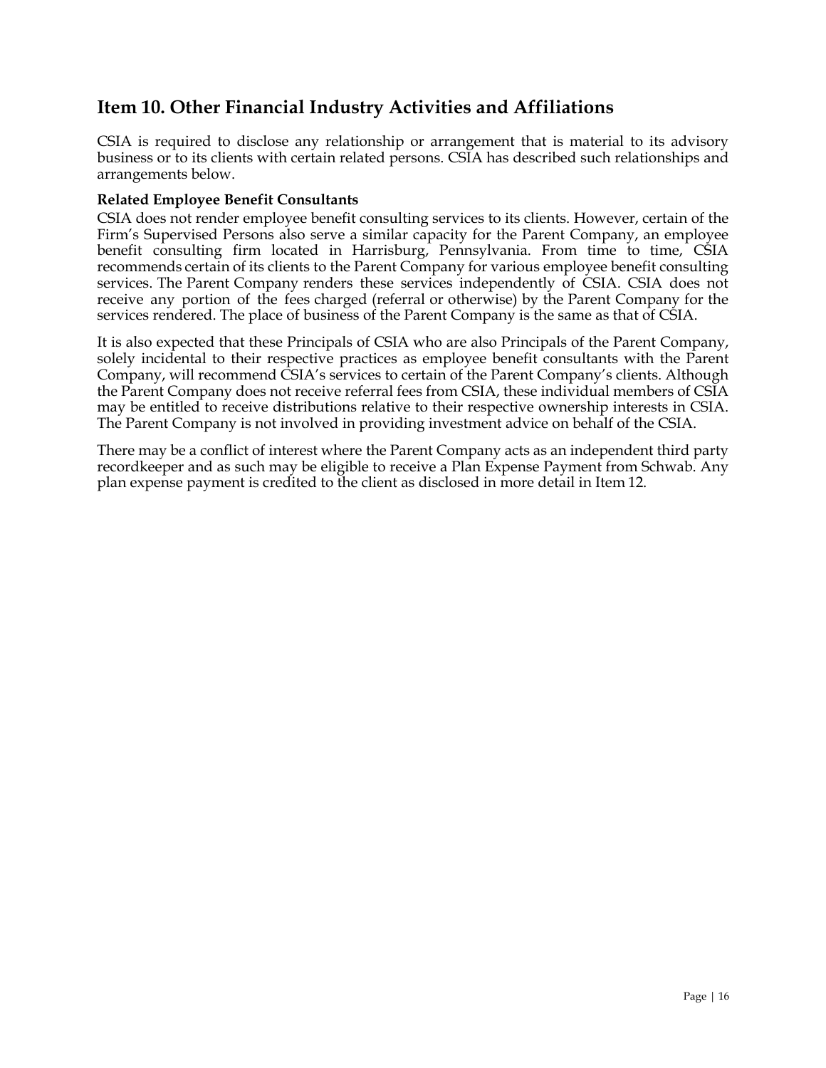## Item 10. Other Financial Industry Activities and Affiliations

CSIA is required to disclose any relationship or arrangement that is material to its advisory business or to its clients with certain related persons. CSIA has described such relationships and arrangements below.

**Related Employee Benefit Consultants**

CSIA does not render employee benefit consulting services to its clients. However, certain of the Firm's Supervised Persons also serve a similar capacity for the Parent Company, an employee benefit consulting firm located in Harrisburg, Pennsylvania. From time to time, CSIA recommends certain of its clients to the Parent Company for various employee benefit consulting services. The Parent Company renders these services independently of CSIA. CSIA does not receive any portion of the fees charged (referral or otherwise) by the Parent Company for the services rendered. The place of business of the Parent Company is the same as that of CSIA.

It is also expected that these Principals of CSIA who are also Principals of the Parent Company, solely incidental to their respective practices as employee benefit consultants with the Parent Company, will recommend CSIA's services to certain of the Parent Company's clients. Although the Parent Company does not receive referral fees from CSIA, these individual members of CSIA may be entitled to receive distributions relative to their respective ownership interests in CSIA. The Parent Company is not involved in providing investment advice on behalf of the CSIA.

There may be a conflict of interest where the Parent Company acts as an independent third party recordkeeper and as such may be eligible to receive a Plan Expense Payment from Schwab. Any plan expense payment is credited to the client as disclosed in more detail in Item 12.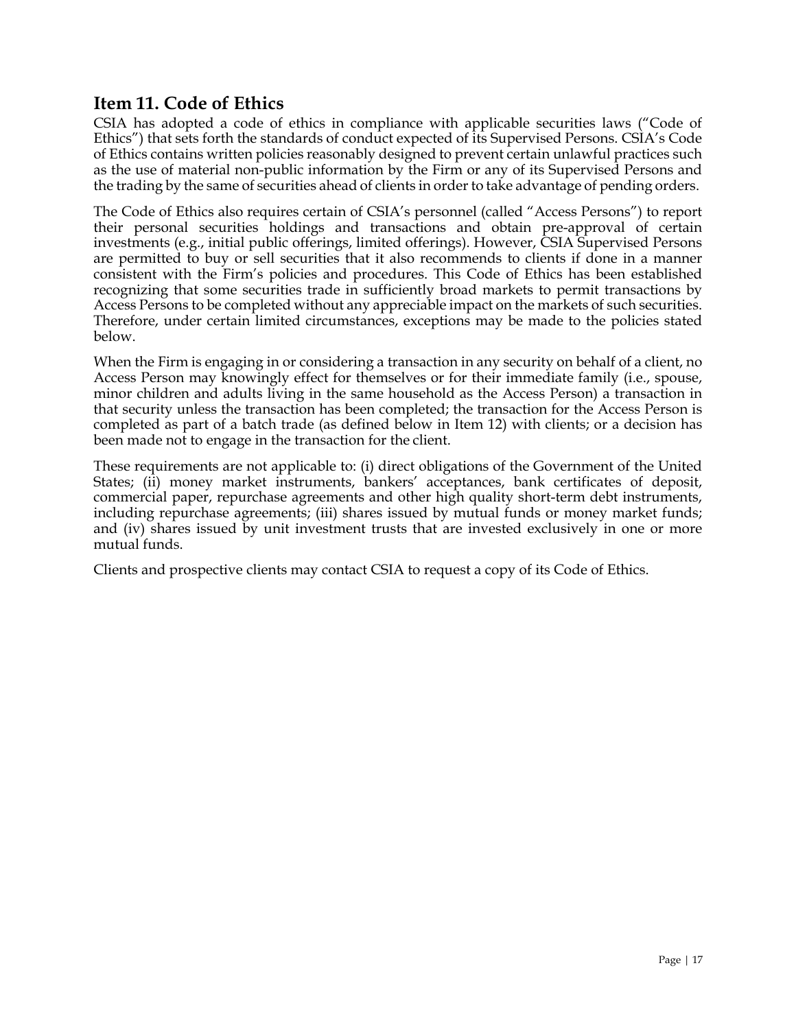## Item 11. Code of Ethics

CSIA has adopted a code of ethics in compliance with applicable securities laws ("Code of Ethics") that sets forth the standards of conduct expected of its Supervised Persons. CSIA's Code of Ethics contains written policies reasonably designed to prevent certain unlawful practices such as the use of material non-public information by the Firm or any of its Supervised Persons and the trading by the same of securities ahead of clients in order to take advantage of pending orders.

The Code of Ethics also requires certain of CSIA's personnel (called "Access Persons") to report their personal securities holdings and transactions and obtain pre-approval of certain investments (e.g., initial public offerings, limited offerings). However, CSIA Supervised Persons are permitted to buy or sell securities that it also recommends to clients if done in a manner consistent with the Firm's policies and procedures. This Code of Ethics has been established recognizing that some securities trade in sufficiently broad markets to permit transactions by Access Persons to be completed without any appreciable impact on the markets of such securities. Therefore, under certain limited circumstances, exceptions may be made to the policies stated below.

When the Firm is engaging in or considering a transaction in any security on behalf of a client, no Access Person may knowingly effect for themselves or for their immediate family (i.e., spouse, minor children and adults living in the same household as the Access Person) a transaction in that security unless the transaction has been completed; the transaction for the Access Person is completed as part of a batch trade (as defined below in Item 12) with clients; or a decision has been made not to engage in the transaction for the client.

These requirements are not applicable to: (i) direct obligations of the Government of the United States; (ii) money market instruments, bankers' acceptances, bank certificates of deposit, commercial paper, repurchase agreements and other high quality short-term debt instruments, including repurchase agreements; (iii) shares issued by mutual funds or money market funds; and (iv) shares issued by unit investment trusts that are invested exclusively in one or more mutual funds.

Clients and prospective clients may contact CSIA to request a copy of its Code of Ethics.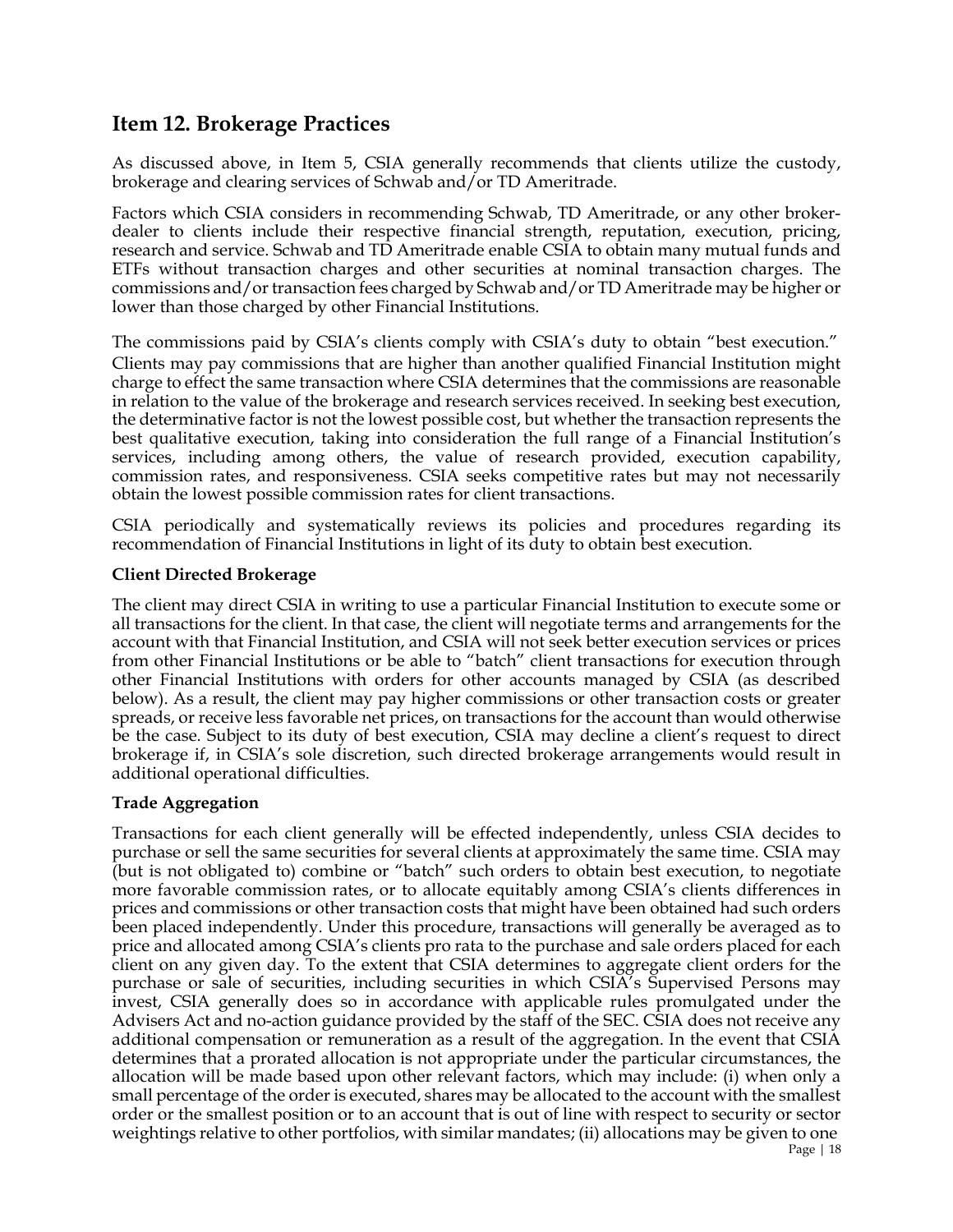## Item 12. Brokerage Practices

As discussed above, in Item 5, CSIA generally recommends that clients utilize the custody, brokerage and clearing services of Schwab and/or TD Ameritrade.

Factors which CSIA considers in recommending Schwab, TD Ameritrade, or any other broker-dealer to clients include their respective financial strength, reputation, execution, pricing, research and service. Schwab and TD Ameritrade enable CSIA to obtain many mutual funds and ETFs without transaction charges and other securities at nominal transaction charges. The commissions and/or transaction fees charged by Schwab and/or TD Ameritrade may be higher or lower than those charged by other Financial Institutions.

The commissions paid by CSIA's clients comply with CSIA's duty to obtain "best execution." Clients may pay commissions that are higher than another qualified Financial Institution might charge to effect the same transaction where CSIA determines that the commissions are reasonable in relation to the value of the brokerage and research services received. In seeking best execution, the determinative factor is not the lowest possible cost, but whether the transaction represents the best qualitative execution, taking into consideration the full range of a Financial Institution's services, including among others, the value of research provided, execution capability, commission rates, and responsiveness. CSIA seeks competitive rates but may not necessarily obtain the lowest possible commission rates for client transactions.

CSIA periodically and systematically reviews its policies and procedures regarding its recommendation of Financial Institutions in light of its duty to obtain best execution.

**Client Directed Brokerage**

The client may direct CSIA in writing to use a particular Financial Institution to execute some or all transactions for the client. In that case, the client will negotiate terms and arrangements for the account with that Financial Institution, and CSIA will not seek better execution services or prices from other Financial Institutions or be able to "batch" client transactions for execution through other Financial Institutions with orders for other accounts managed by CSIA (as described below). As a result, the client may pay higher commissions or other transaction costs or greater spreads, or receive less favorable net prices, on transactions for the account than would otherwise be the case. Subject to its duty of best execution, CSIA may decline a client's request to direct brokerage if, in CSIA's sole discretion, such directed brokerage arrangements would result in additional operational difficulties.

**Trade Aggregation**

Transactions for each client generally will be effected independently, unless CSIA decides to purchase or sell the same securities for several clients at approximately the same time. CSIA may (but is not obligated to) combine or "batch" such orders to obtain best execution, to negotiate more favorable commission rates, or to allocate equitably among CSIA's clients differences in prices and commissions or other transaction costs that might have been obtained had such orders been placed independently. Under this procedure, transactions will generally be averaged as to price and allocated among CSIA's clients pro rata to the purchase and sale orders placed for each client on any given day. To the extent that CSIA determines to aggregate client orders for the purchase or sale of securities, including securities in which CSIA's Supervised Persons may invest, CSIA generally does so in accordance with applicable rules promulgated under the Advisers Act and no-action guidance provided by the staff of the SEC. CSIA does not receive any additional compensation or remuneration as a result of the aggregation. In the event that CSIA determines that a prorated allocation is not appropriate under the particular circumstances, the allocation will be made based upon other relevant factors, which may include: (i) when only a small percentage of the order is executed, shares may be allocated to the account with the smallest order or the smallest position or to an account that is out of line with respect to security or sector weightings relative to other portfolios, with similar mandates; (ii) allocations may be given to one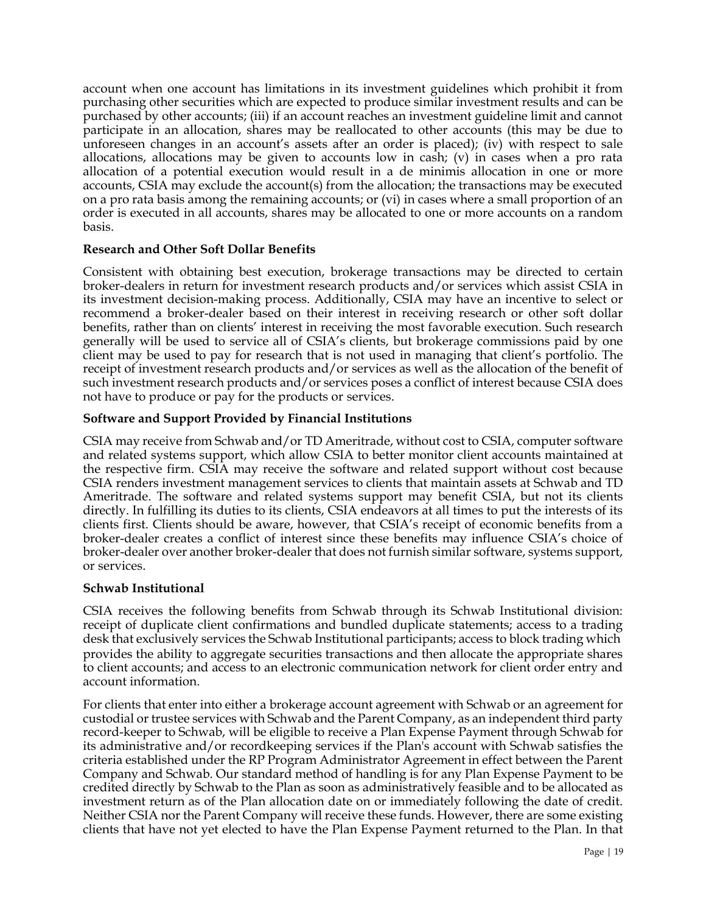account when one account has limitations in its investment guidelines which prohibit it from purchasing other securities which are expected to produce similar investment results and can be purchased by other accounts; (iii) if an account reaches an investment guideline limit and cannot participate in an allocation, shares may be reallocated to other accounts (this may be due to unforeseen changes in an account's assets after an order is placed); (iv) with respect to sale allocations, allocations may be given to accounts low in cash; (v) in cases when a pro rata allocation of a potential execution would result in a de minimis allocation in one or more accounts, CSIA may exclude the account(s) from the allocation; the transactions may be executed on a pro rata basis among the remaining accounts; or (vi) in cases where a small proportion of an order is executed in all accounts, shares may be allocated to one or more accounts on a random basis.

**Research and Other Soft Dollar Benefits**

Consistent with obtaining best execution, brokerage transactions may be directed to certain broker-dealers in return for investment research products and/or services which assist CSIA in its investment decision-making process. Additionally, CSIA may have an incentive to select or recommend a broker-dealer based on their interest in receiving research or other soft dollar benefits, rather than on clients' interest in receiving the most favorable execution. Such research generally will be used to service all of CSIA's clients, but brokerage commissions paid by one client may be used to pay for research that is not used in managing that client's portfolio. The receipt of investment research products and/or services as well as the allocation of the benefit of such investment research products and/or services poses a conflict of interest because CSIA does not have to produce or pay for the products or services.

**Software and Support Provided by Financial Institutions**

CSIA may receive from Schwab and/or TD Ameritrade, without cost to CSIA, computer software and related systems support, which allow CSIA to better monitor client accounts maintained at the respective firm. CSIA may receive the software and related support without cost because CSIA renders investment management services to clients that maintain assets at Schwab and TD Ameritrade. The software and related systems support may benefit CSIA, but not its clients directly. In fulfilling its duties to its clients, CSIA endeavors at all times to put the interests of its clients first. Clients should be aware, however, that CSIA's receipt of economic benefits from a broker-dealer creates a conflict of interest since these benefits may influence CSIA's choice of broker-dealer over another broker-dealer that does not furnish similar software, systems support, or services.

**Schwab Institutional**

CSIA receives the following benefits from Schwab through its Schwab Institutional division: receipt of duplicate client confirmations and bundled duplicate statements; access to a trading desk that exclusively services the Schwab Institutional participants; access to block trading which provides the ability to aggregate securities transactions and then allocate the appropriate shares to client accounts; and access to an electronic communication network for client order entry and account information.

For clients that enter into either a brokerage account agreement with Schwab or an agreement for custodial or trustee services with Schwab and the Parent Company, as an independent third party record-keeper to Schwab, will be eligible to receive a Plan Expense Payment through Schwab for its administrative and/or recordkeeping services if the Plan's account with Schwab satisfies the criteria established under the RP Program Administrator Agreement in effect between the Parent Company and Schwab. Our standard method of handling is for any Plan Expense Payment to be credited directly by Schwab to the Plan as soon as administratively feasible and to be allocated as investment return as of the Plan allocation date on or immediately following the date of credit. Neither CSIA nor the Parent Company will receive these funds. However, there are some existing clients that have not yet elected to have the Plan Expense Payment returned to the Plan. In that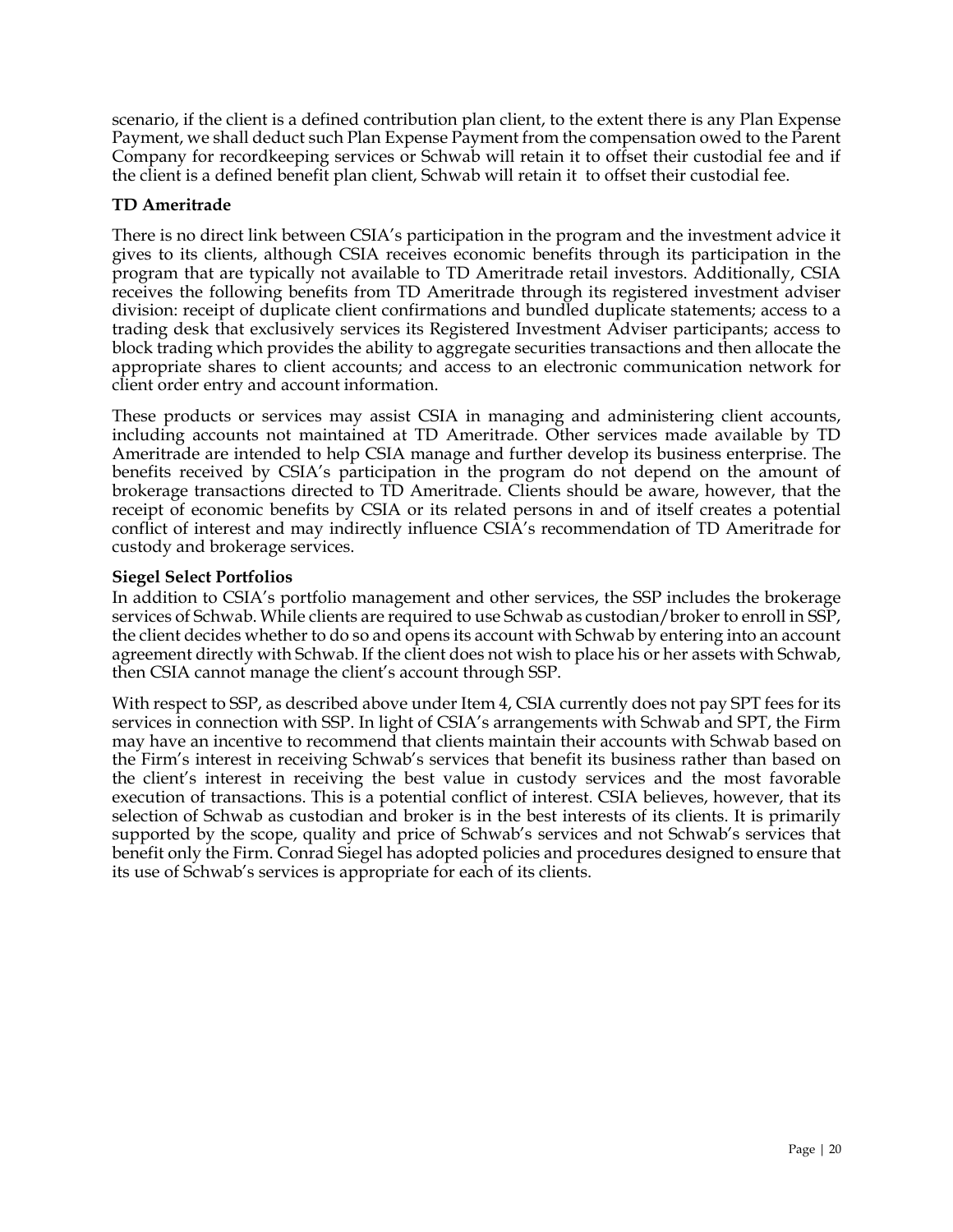scenario, if the client is a defined contribution plan client, to the extent there is any Plan Expense Payment, we shall deduct such Plan Expense Payment from the compensation owed to the Parent Company for recordkeeping services or Schwab will retain it to offset their custodial fee and if the client is a defined benefit plan client, Schwab will retain it to offset their custodial fee.

**TD Ameritrade**

There is no direct link between CSIA's participation in the program and the investment advice it gives to its clients, although CSIA receives economic benefits through its participation in the program that are typically not available to TD Ameritrade retail investors. Additionally, CSIA receives the following benefits from TD Ameritrade through its registered investment adviser division: receipt of duplicate client confirmations and bundled duplicate statements; access to a trading desk that exclusively services its Registered Investment Adviser participants; access to block trading which provides the ability to aggregate securities transactions and then allocate the appropriate shares to client accounts; and access to an electronic communication network for client order entry and account information.

These products or services may assist CSIA in managing and administering client accounts, including accounts not maintained at TD Ameritrade. Other services made available by TD Ameritrade are intended to help CSIA manage and further develop its business enterprise. The benefits received by CSIA's participation in the program do not depend on the amount of brokerage transactions directed to TD Ameritrade. Clients should be aware, however, that the receipt of economic benefits by CSIA or its related persons in and of itself creates a potential conflict of interest and may indirectly influence CSIA's recommendation of TD Ameritrade for custody and brokerage services.

**Siegel Select Portfolios**

In addition to CSIA's portfolio management and other services, the SSP includes the brokerage services of Schwab. While clients are required to use Schwab as custodian/broker to enroll in SSP, the client decides whether to do so and opens its account with Schwab by entering into an account agreement directly with Schwab. If the client does not wish to place his or her assets with Schwab, then CSIA cannot manage the client's account through SSP.

With respect to SSP, as described above under Item 4, CSIA currently does not pay SPT fees for its services in connection with SSP. In light of CSIA's arrangements with Schwab and SPT, the Firm may have an incentive to recommend that clients maintain their accounts with Schwab based on the Firm's interest in receiving Schwab's services that benefit its business rather than based on the client's interest in receiving the best value in custody services and the most favorable execution of transactions. This is a potential conflict of interest. CSIA believes, however, that its selection of Schwab as custodian and broker is in the best interests of its clients. It is primarily supported by the scope, quality and price of Schwab's services and not Schwab's services that benefit only the Firm. Conrad Siegel has adopted policies and procedures designed to ensure that its use of Schwab's services is appropriate for each of its clients.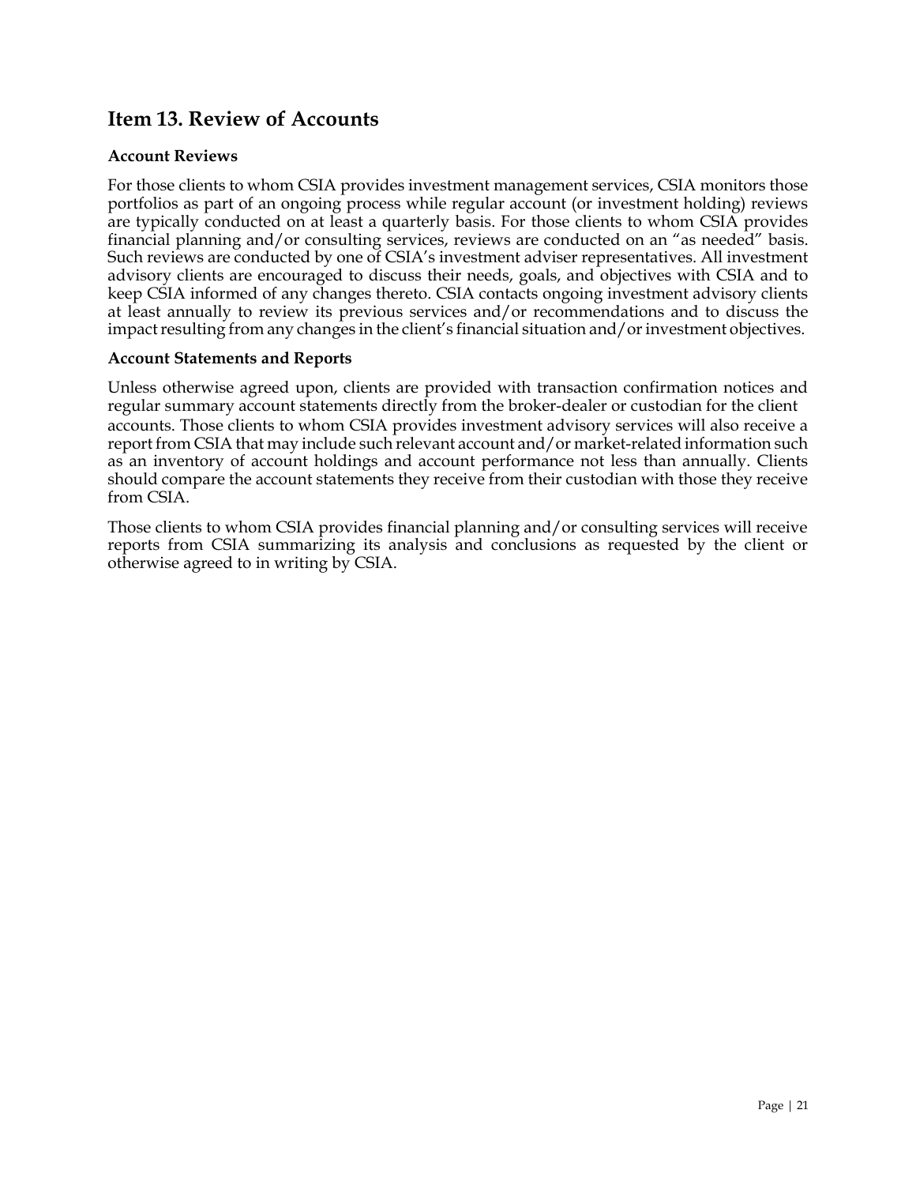## Item 13. Review of Accounts

### Account Reviews

For those clients to whom CSIA provides investment management services, CSIA monitors those portfolios as part of an ongoing process while regular account (or investment holding) reviews are typically conducted on at least a quarterly basis. For those clients to whom CSIA provides financial planning and/or consulting services, reviews are conducted on an "as needed" basis. Such reviews are conducted by one of CSIA's investment adviser representatives. All investment advisory clients are encouraged to discuss their needs, goals, and objectives with CSIA and to keep CSIA informed of any changes thereto. CSIA contacts ongoing investment advisory clients at least annually to review its previous services and/or recommendations and to discuss the impact resulting from any changes in the client's financial situation and/or investment objectives.

### Account Statements and Reports

Unless otherwise agreed upon, clients are provided with transaction confirmation notices and regular summary account statements directly from the broker-dealer or custodian for the client accounts. Those clients to whom CSIA provides investment advisory services will also receive a report from CSIA that may include such relevant account and/or market-related information such as an inventory of account holdings and account performance not less than annually. Clients should compare the account statements they receive from their custodian with those they receive from CSIA.

Those clients to whom CSIA provides financial planning and/or consulting services will receive reports from CSIA summarizing its analysis and conclusions as requested by the client or otherwise agreed to in writing by CSIA.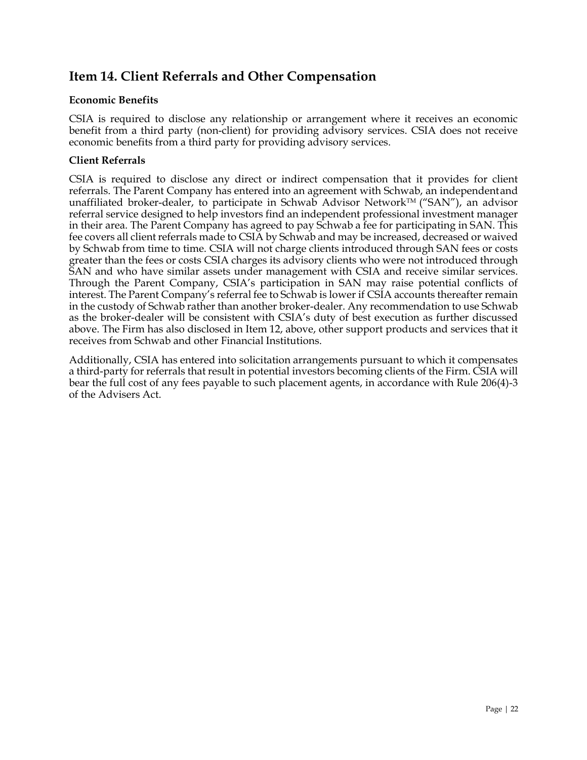## Item 14. Client Referrals and Other Compensation

**Economic Benefits**

CSIA is required to disclose any relationship or arrangement where it receives an economic benefit from a third party (non-client) for providing advisory services. CSIA does not receive economic benefits from a third party for providing advisory services.

**Client Referrals**

CSIA is required to disclose any direct or indirect compensation that it provides for client referrals. The Parent Company has entered into an agreement with Schwab, an independent and unaffiliated broker-dealer, to participate in Schwab Advisor Network™ ("SAN"), an advisor referral service designed to help investors find an independent professional investment manager in their area. The Parent Company has agreed to pay Schwab a fee for participating in SAN. This fee covers all client referrals made to CSIA by Schwab and may be increased, decreased or waived by Schwab from time to time. CSIA will not charge clients introduced through SAN fees or costs greater than the fees or costs CSIA charges its advisory clients who were not introduced through SAN and who have similar assets under management with CSIA and receive similar services. Through the Parent Company, CSIA's participation in SAN may raise potential conflicts of interest. The Parent Company's referral fee to Schwab is lower if CSIA accounts thereafter remain in the custody of Schwab rather than another broker-dealer. Any recommendation to use Schwab as the broker-dealer will be consistent with CSIA's duty of best execution as further discussed above. The Firm has also disclosed in Item 12, above, other support products and services that it receives from Schwab and other Financial Institutions.

Additionally, CSIA has entered into solicitation arrangements pursuant to which it compensates a third-party for referrals that result in potential investors becoming clients of the Firm. CSIA will bear the full cost of any fees payable to such placement agents, in accordance with Rule 206(4)-3 of the Advisers Act.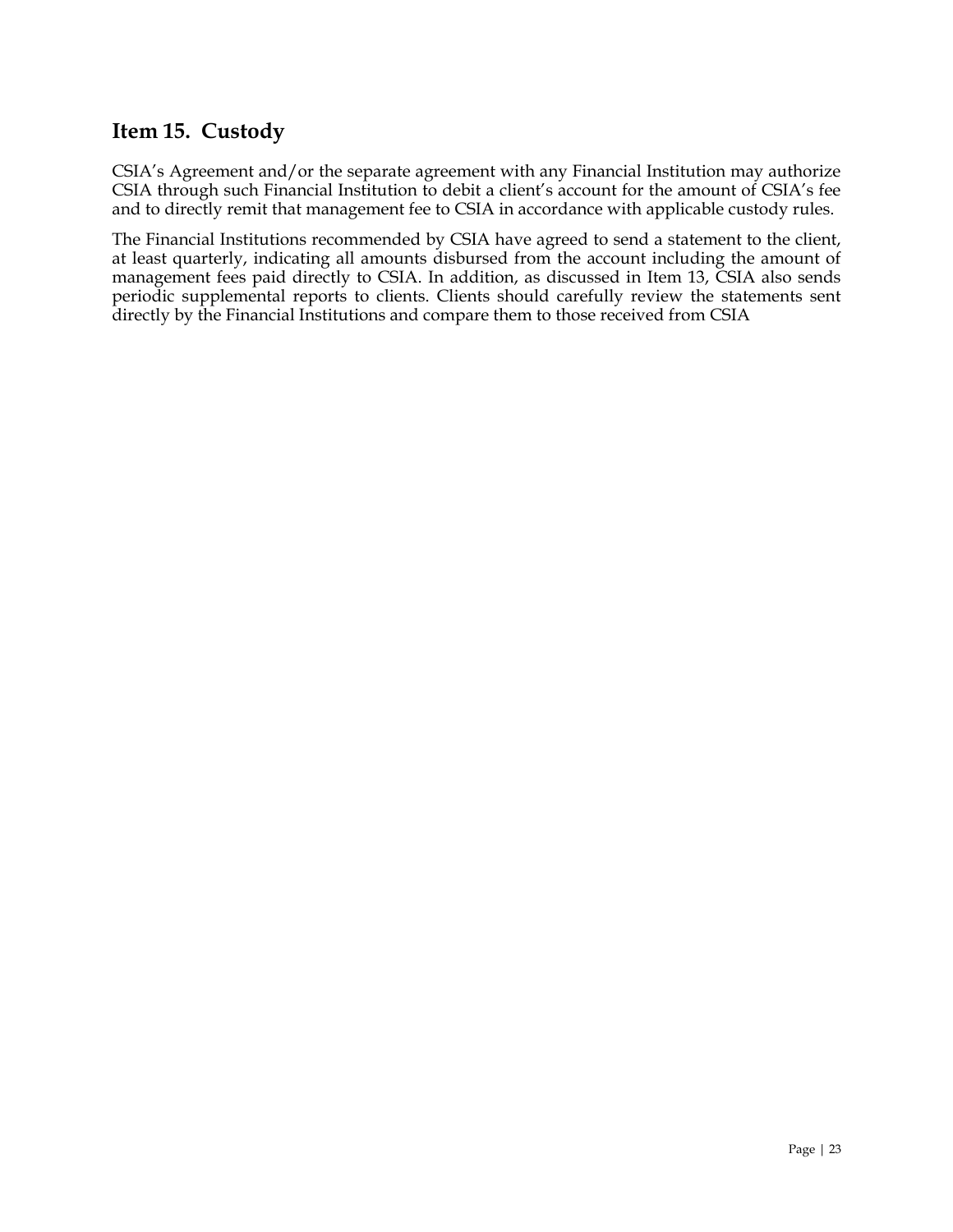## Item 15. Custody

CSIA's Agreement and/or the separate agreement with any Financial Institution may authorize CSIA through such Financial Institution to debit a client's account for the amount of CSIA's fee and to directly remit that management fee to CSIA in accordance with applicable custody rules.

The Financial Institutions recommended by CSIA have agreed to send a statement to the client, at least quarterly, indicating all amounts disbursed from the account including the amount of management fees paid directly to CSIA. In addition, as discussed in Item 13, CSIA also sends periodic supplemental reports to clients. Clients should carefully review the statements sent directly by the Financial Institutions and compare them to those received from CSIA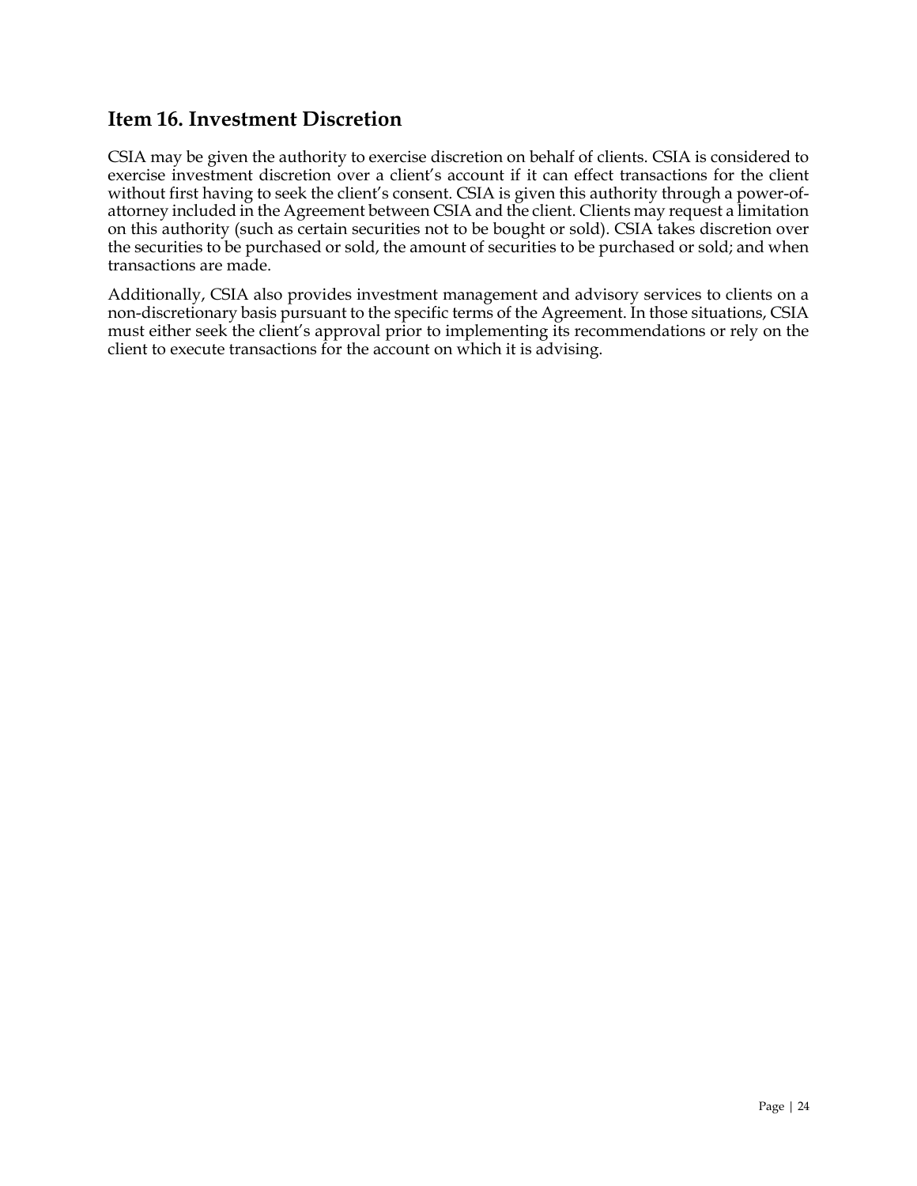## Item 16. Investment Discretion

CSIA may be given the authority to exercise discretion on behalf of clients. CSIA is considered to exercise investment discretion over a client's account if it can effect transactions for the client without first having to seek the client's consent. CSIA is given this authority through a power-of-attorney included in the Agreement between CSIA and the client. Clients may request a limitation on this authority (such as certain securities not to be bought or sold). CSIA takes discretion over the securities to be purchased or sold, the amount of securities to be purchased or sold; and when transactions are made.

Additionally, CSIA also provides investment management and advisory services to clients on a non-discretionary basis pursuant to the specific terms of the Agreement. In those situations, CSIA must either seek the client's approval prior to implementing its recommendations or rely on the client to execute transactions for the account on which it is advising.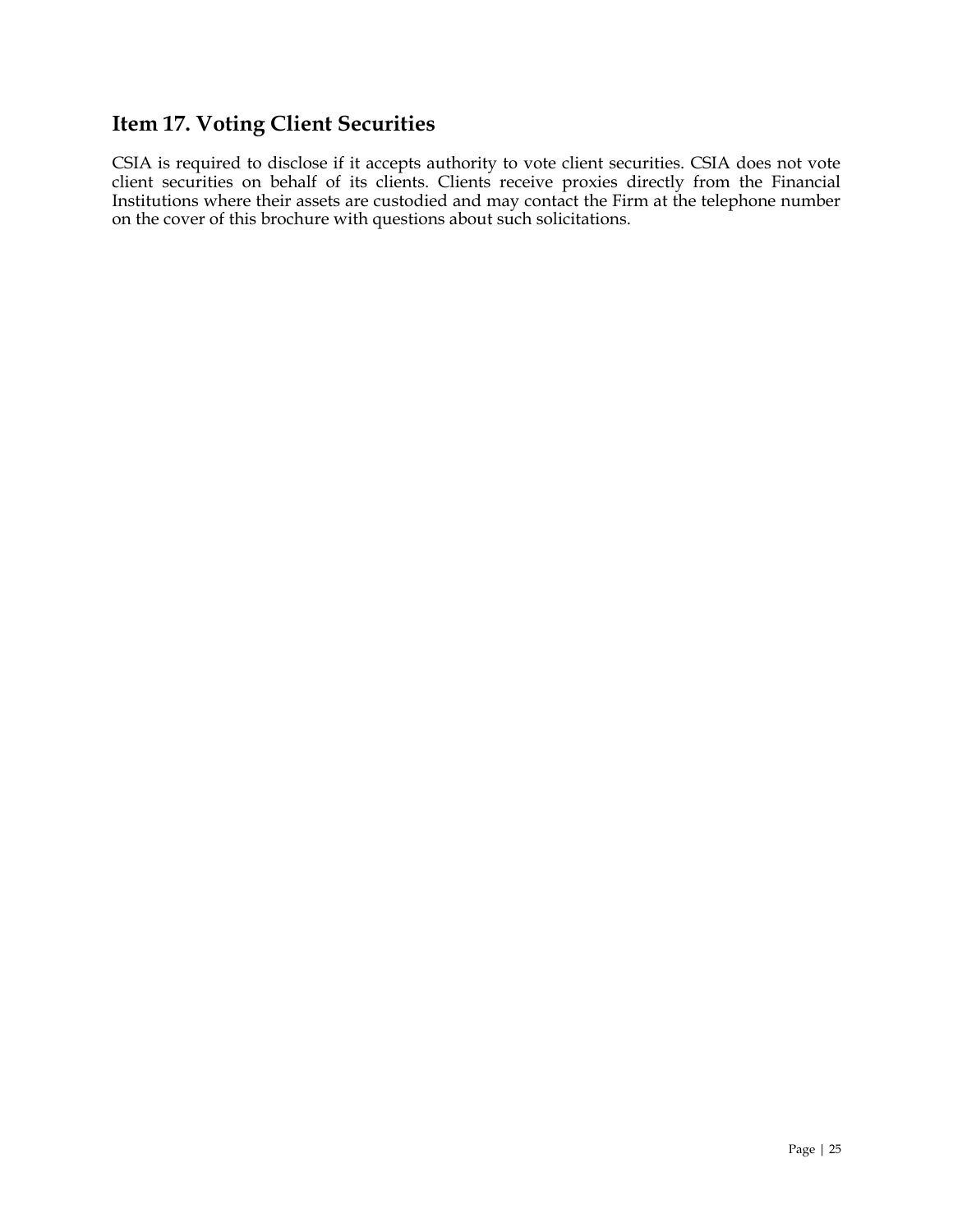## Item 17. Voting Client Securities

CSIA is required to disclose if it accepts authority to vote client securities. CSIA does not vote client securities on behalf of its clients. Clients receive proxies directly from the Financial Institutions where their assets are custodied and may contact the Firm at the telephone number on the cover of this brochure with questions about such solicitations.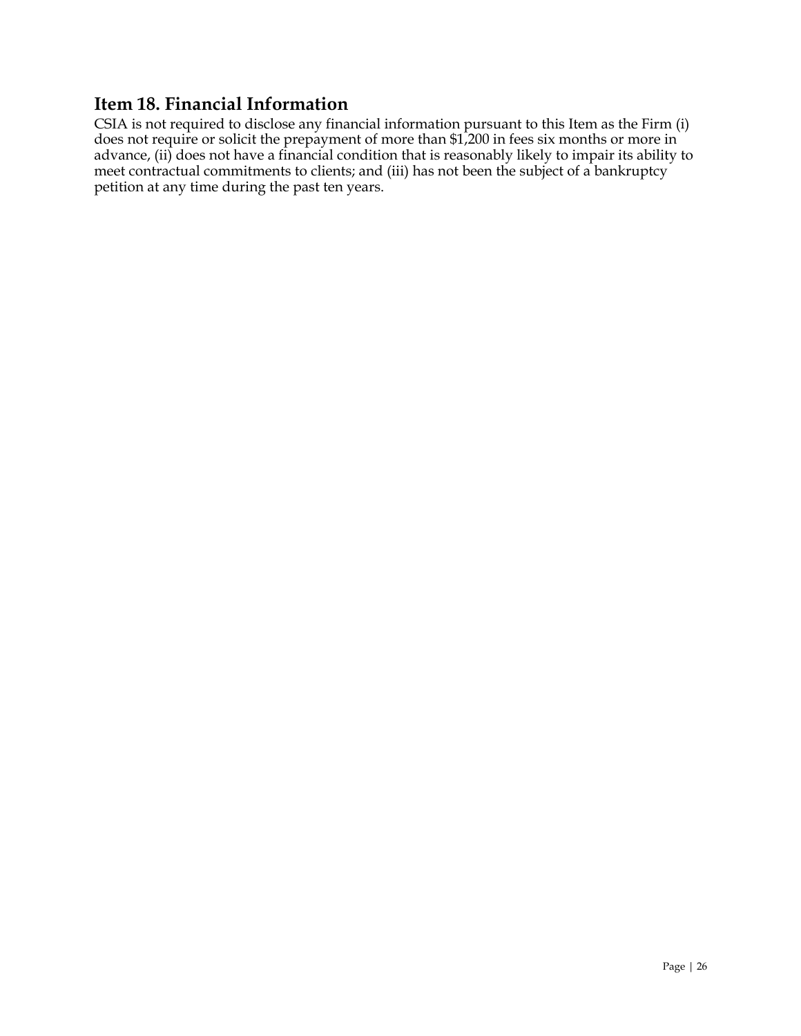## Item 18. Financial Information

CSIA is not required to disclose any financial information pursuant to this Item as the Firm (i) does not require or solicit the prepayment of more than $1,200 in fees six months or more in advance, (ii) does not have a financial condition that is reasonably likely to impair its ability to meet contractual commitments to clients; and (iii) has not been the subject of a bankruptcy petition at any time during the past ten years.